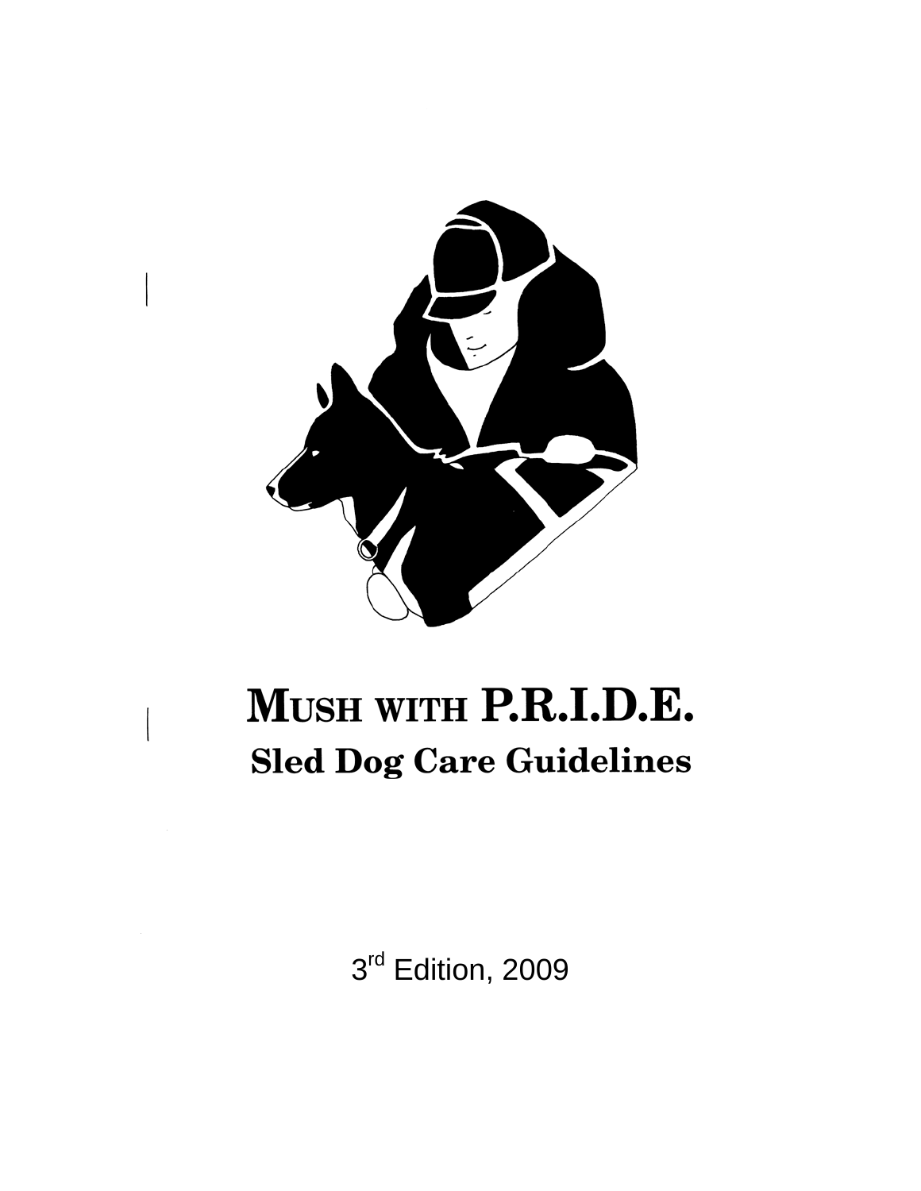# MUSH WITH P.R.I.D.E.

## Sled Dog Care Guidelines

3rd Edition, 2009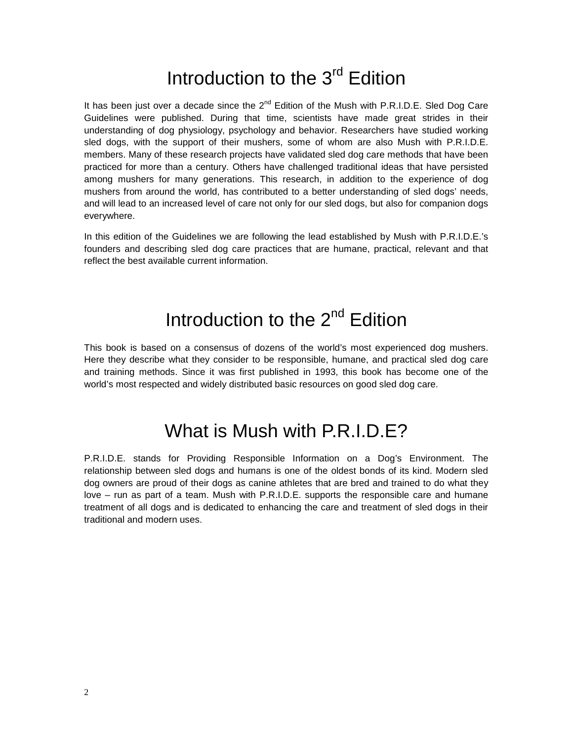# Introduction to the 3rd Edition

It has been just over a decade since the 2nd Edition of the Mush with P.R.I.D.E. Sled Dog Care Guidelines were published. During that time, scientists have made great strides in their understanding of dog physiology, psychology and behavior. Researchers have studied working sled dogs, with the support of their mushers, some of whom are also Mush with P.R.I.D.E. members. Many of these research projects have validated sled dog care methods that have been practiced for more than a century. Others have challenged traditional ideas that have persisted among mushers for many generations. This research, in addition to the experience of dog mushers from around the world, has contributed to a better understanding of sled dogs' needs, and will lead to an increased level of care not only for our sled dogs, but also for companion dogs everywhere.

In this edition of the Guidelines we are following the lead established by Mush with P.R.I.D.E.'s founders and describing sled dog care practices that are humane, practical, relevant and that reflect the best available current information.

# Introduction to the 2nd Edition

This book is based on a consensus of dozens of the world's most experienced dog mushers. Here they describe what they consider to be responsible, humane, and practical sled dog care and training methods. Since it was first published in 1993, this book has become one of the world's most respected and widely distributed basic resources on good sled dog care.

# What is Mush with P.R.I.D.E?

P.R.I.D.E. stands for Providing Responsible Information on a Dog's Environment. The relationship between sled dogs and humans is one of the oldest bonds of its kind. Modern sled dog owners are proud of their dogs as canine athletes that are bred and trained to do what they love – run as part of a team. Mush with P.R.I.D.E. supports the responsible care and humane treatment of all dogs and is dedicated to enhancing the care and treatment of sled dogs in their traditional and modern uses.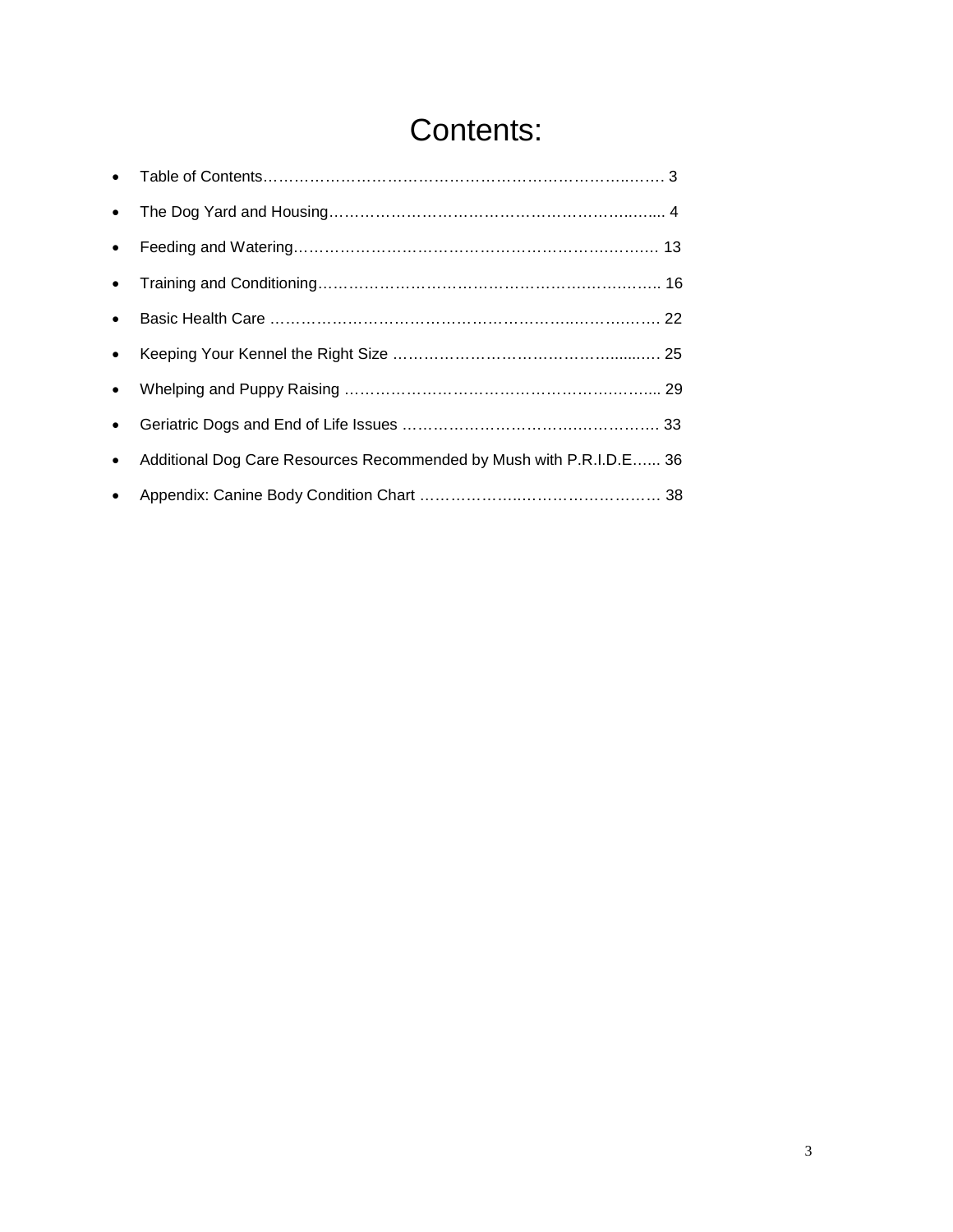# Contents:

- Table of Contents……………………………………………………………..…… 3
- The Dog Yard and Housing…………………………………………………..…..... 4
- Feeding and Watering…………………………………………………….……..… 13
- Training and Conditioning…………………………………………….……….….. 16
- Basic Health Care ……………………………………………………..…….….…. 22
- Keeping Your Kennel the Right Size ………………………………………......…. 25
- Whelping and Puppy Raising ………………………………………………….…... 29
- Geriatric Dogs and End of Life Issues ……………………………….……………. 33
- Additional Dog Care Resources Recommended by Mush with P.R.I.D.E…... 36
- Appendix: Canine Body Condition Chart ………………..……………………… 38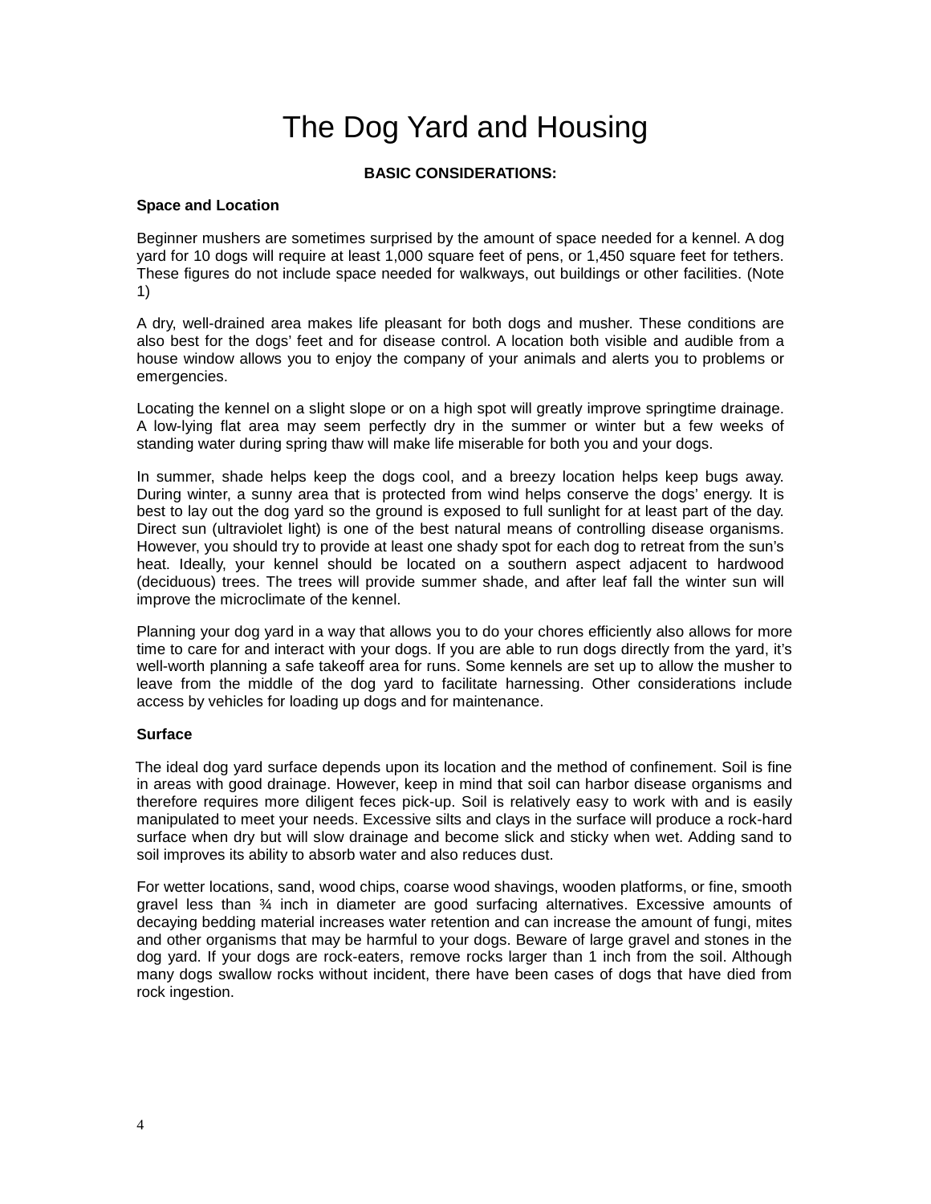# The Dog Yard and Housing

## BASIC CONSIDERATIONS:

### Space and Location

Beginner mushers are sometimes surprised by the amount of space needed for a kennel. A dog yard for 10 dogs will require at least 1,000 square feet of pens, or 1,450 square feet for tethers. These figures do not include space needed for walkways, out buildings or other facilities. (Note 1)

A dry, well-drained area makes life pleasant for both dogs and musher. These conditions are also best for the dogs' feet and for disease control. A location both visible and audible from a house window allows you to enjoy the company of your animals and alerts you to problems or emergencies.

Locating the kennel on a slight slope or on a high spot will greatly improve springtime drainage. A low-lying flat area may seem perfectly dry in the summer or winter but a few weeks of standing water during spring thaw will make life miserable for both you and your dogs.

In summer, shade helps keep the dogs cool, and a breezy location helps keep bugs away. During winter, a sunny area that is protected from wind helps conserve the dogs' energy. It is best to lay out the dog yard so the ground is exposed to full sunlight for at least part of the day. Direct sun (ultraviolet light) is one of the best natural means of controlling disease organisms. However, you should try to provide at least one shady spot for each dog to retreat from the sun's heat. Ideally, your kennel should be located on a southern aspect adjacent to hardwood (deciduous) trees. The trees will provide summer shade, and after leaf fall the winter sun will improve the microclimate of the kennel.

Planning your dog yard in a way that allows you to do your chores efficiently also allows for more time to care for and interact with your dogs. If you are able to run dogs directly from the yard, it's well-worth planning a safe takeoff area for runs. Some kennels are set up to allow the musher to leave from the middle of the dog yard to facilitate harnessing. Other considerations include access by vehicles for loading up dogs and for maintenance.

### Surface

The ideal dog yard surface depends upon its location and the method of confinement. Soil is fine in areas with good drainage. However, keep in mind that soil can harbor disease organisms and therefore requires more diligent feces pick-up. Soil is relatively easy to work with and is easily manipulated to meet your needs. Excessive silts and clays in the surface will produce a rock-hard surface when dry but will slow drainage and become slick and sticky when wet. Adding sand to soil improves its ability to absorb water and also reduces dust.

For wetter locations, sand, wood chips, coarse wood shavings, wooden platforms, or fine, smooth gravel less than ¾ inch in diameter are good surfacing alternatives. Excessive amounts of decaying bedding material increases water retention and can increase the amount of fungi, mites and other organisms that may be harmful to your dogs. Beware of large gravel and stones in the dog yard. If your dogs are rock-eaters, remove rocks larger than 1 inch from the soil. Although many dogs swallow rocks without incident, there have been cases of dogs that have died from rock ingestion.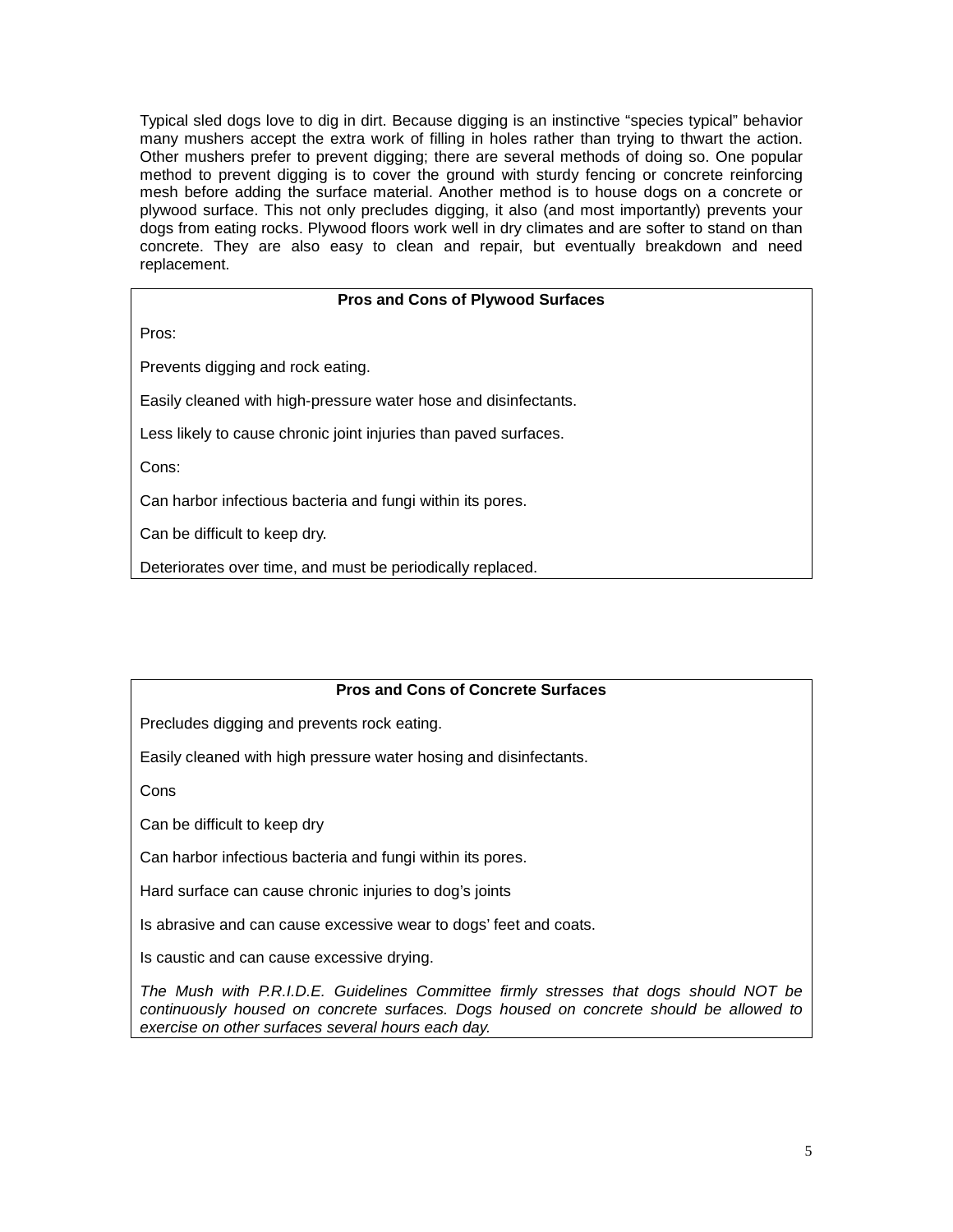Typical sled dogs love to dig in dirt. Because digging is an instinctive “species typical” behavior many mushers accept the extra work of filling in holes rather than trying to thwart the action. Other mushers prefer to prevent digging; there are several methods of doing so. One popular method to prevent digging is to cover the ground with sturdy fencing or concrete reinforcing mesh before adding the surface material. Another method is to house dogs on a concrete or plywood surface. This not only precludes digging, it also (and most importantly) prevents your dogs from eating rocks. Plywood floors work well in dry climates and are softer to stand on than concrete. They are also easy to clean and repair, but eventually breakdown and need replacement.

**Pros and Cons of Plywood Surfaces**

Pros:

Prevents digging and rock eating.

Easily cleaned with high-pressure water hose and disinfectants.

Less likely to cause chronic joint injuries than paved surfaces.

Cons:

Can harbor infectious bacteria and fungi within its pores.

Can be difficult to keep dry.

Deteriorates over time, and must be periodically replaced.

**Pros and Cons of Concrete Surfaces**

Precludes digging and prevents rock eating.

Easily cleaned with high pressure water hosing and disinfectants.

Cons

Can be difficult to keep dry

Can harbor infectious bacteria and fungi within its pores.

Hard surface can cause chronic injuries to dog’s joints

Is abrasive and can cause excessive wear to dogs’ feet and coats.

Is caustic and can cause excessive drying.

*The Mush with P.R.I.D.E. Guidelines Committee firmly stresses that dogs should NOT be continuously housed on concrete surfaces. Dogs housed on concrete should be allowed to exercise on other surfaces several hours each day.*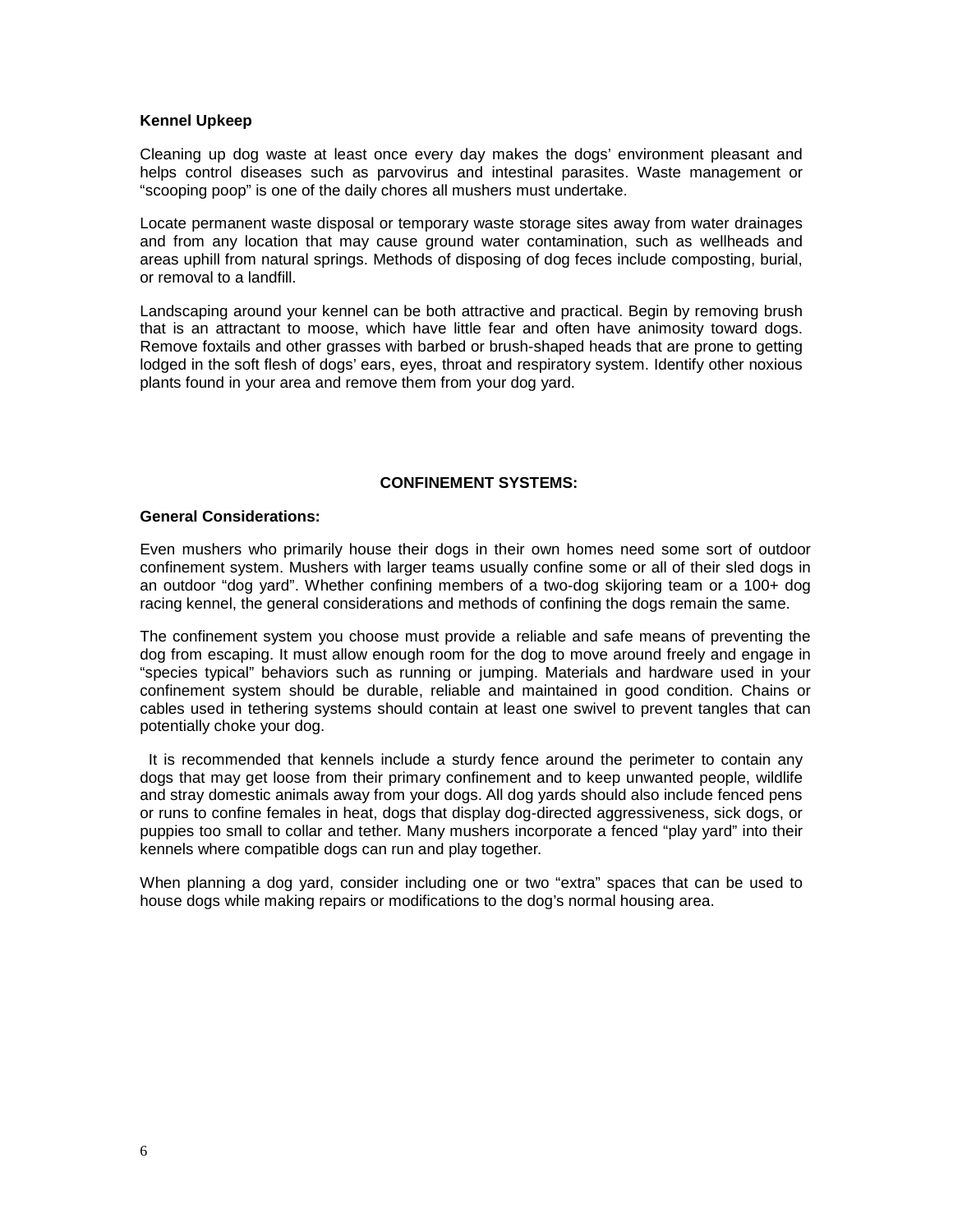**Kennel Upkeep**

Cleaning up dog waste at least once every day makes the dogs' environment pleasant and helps control diseases such as parvovirus and intestinal parasites. Waste management or "scooping poop" is one of the daily chores all mushers must undertake.

Locate permanent waste disposal or temporary waste storage sites away from water drainages and from any location that may cause ground water contamination, such as wellheads and areas uphill from natural springs. Methods of disposing of dog feces include composting, burial, or removal to a landfill.

Landscaping around your kennel can be both attractive and practical. Begin by removing brush that is an attractant to moose, which have little fear and often have animosity toward dogs. Remove foxtails and other grasses with barbed or brush-shaped heads that are prone to getting lodged in the soft flesh of dogs' ears, eyes, throat and respiratory system. Identify other noxious plants found in your area and remove them from your dog yard.

## CONFINEMENT SYSTEMS:

**General Considerations:**

Even mushers who primarily house their dogs in their own homes need some sort of outdoor confinement system. Mushers with larger teams usually confine some or all of their sled dogs in an outdoor "dog yard". Whether confining members of a two-dog skijoring team or a 100+ dog racing kennel, the general considerations and methods of confining the dogs remain the same.

The confinement system you choose must provide a reliable and safe means of preventing the dog from escaping. It must allow enough room for the dog to move around freely and engage in "species typical" behaviors such as running or jumping. Materials and hardware used in your confinement system should be durable, reliable and maintained in good condition. Chains or cables used in tethering systems should contain at least one swivel to prevent tangles that can potentially choke your dog.

It is recommended that kennels include a sturdy fence around the perimeter to contain any dogs that may get loose from their primary confinement and to keep unwanted people, wildlife and stray domestic animals away from your dogs. All dog yards should also include fenced pens or runs to confine females in heat, dogs that display dog-directed aggressiveness, sick dogs, or puppies too small to collar and tether. Many mushers incorporate a fenced "play yard" into their kennels where compatible dogs can run and play together.

When planning a dog yard, consider including one or two "extra" spaces that can be used to house dogs while making repairs or modifications to the dog's normal housing area.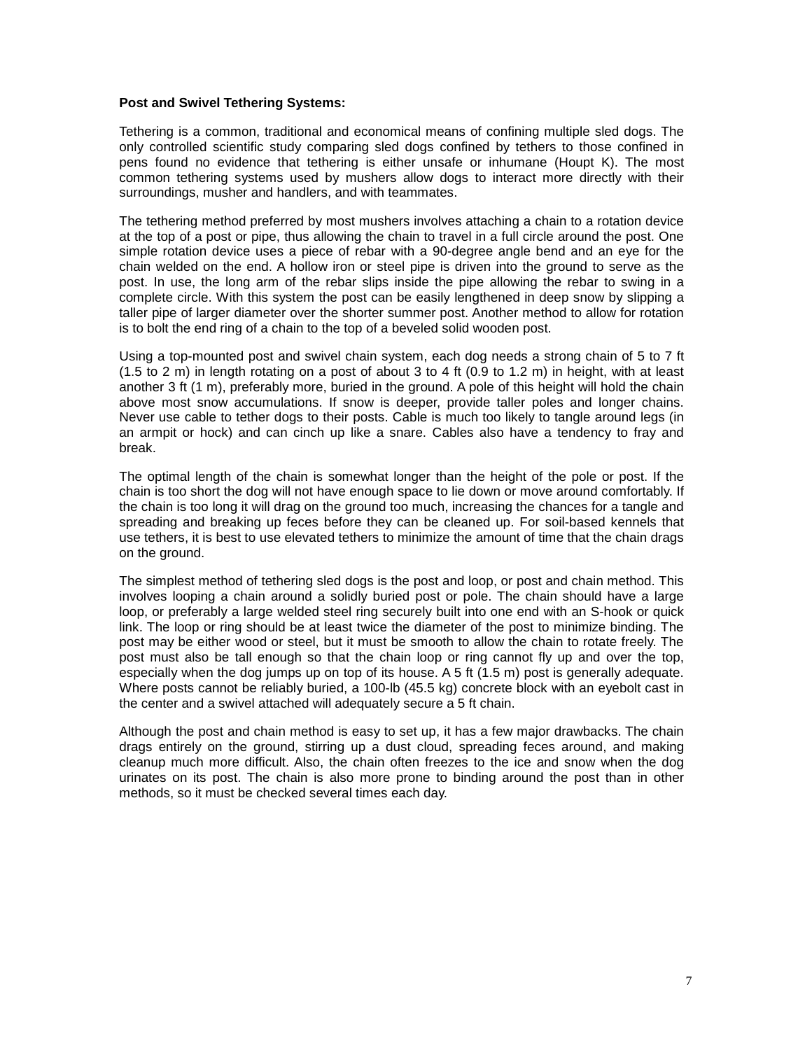**Post and Swivel Tethering Systems:**

Tethering is a common, traditional and economical means of confining multiple sled dogs. The only controlled scientific study comparing sled dogs confined by tethers to those confined in pens found no evidence that tethering is either unsafe or inhumane (Houpt K). The most common tethering systems used by mushers allow dogs to interact more directly with their surroundings, musher and handlers, and with teammates.

The tethering method preferred by most mushers involves attaching a chain to a rotation device at the top of a post or pipe, thus allowing the chain to travel in a full circle around the post. One simple rotation device uses a piece of rebar with a 90-degree angle bend and an eye for the chain welded on the end. A hollow iron or steel pipe is driven into the ground to serve as the post. In use, the long arm of the rebar slips inside the pipe allowing the rebar to swing in a complete circle. With this system the post can be easily lengthened in deep snow by slipping a taller pipe of larger diameter over the shorter summer post. Another method to allow for rotation is to bolt the end ring of a chain to the top of a beveled solid wooden post.

Using a top-mounted post and swivel chain system, each dog needs a strong chain of 5 to 7 ft (1.5 to 2 m) in length rotating on a post of about 3 to 4 ft (0.9 to 1.2 m) in height, with at least another 3 ft (1 m), preferably more, buried in the ground. A pole of this height will hold the chain above most snow accumulations. If snow is deeper, provide taller poles and longer chains. Never use cable to tether dogs to their posts. Cable is much too likely to tangle around legs (in an armpit or hock) and can cinch up like a snare. Cables also have a tendency to fray and break.

The optimal length of the chain is somewhat longer than the height of the pole or post. If the chain is too short the dog will not have enough space to lie down or move around comfortably. If the chain is too long it will drag on the ground too much, increasing the chances for a tangle and spreading and breaking up feces before they can be cleaned up. For soil-based kennels that use tethers, it is best to use elevated tethers to minimize the amount of time that the chain drags on the ground.

The simplest method of tethering sled dogs is the post and loop, or post and chain method. This involves looping a chain around a solidly buried post or pole. The chain should have a large loop, or preferably a large welded steel ring securely built into one end with an S-hook or quick link. The loop or ring should be at least twice the diameter of the post to minimize binding. The post may be either wood or steel, but it must be smooth to allow the chain to rotate freely. The post must also be tall enough so that the chain loop or ring cannot fly up and over the top, especially when the dog jumps up on top of its house. A 5 ft (1.5 m) post is generally adequate. Where posts cannot be reliably buried, a 100-lb (45.5 kg) concrete block with an eyebolt cast in the center and a swivel attached will adequately secure a 5 ft chain.

Although the post and chain method is easy to set up, it has a few major drawbacks. The chain drags entirely on the ground, stirring up a dust cloud, spreading feces around, and making cleanup much more difficult. Also, the chain often freezes to the ice and snow when the dog urinates on its post. The chain is also more prone to binding around the post than in other methods, so it must be checked several times each day.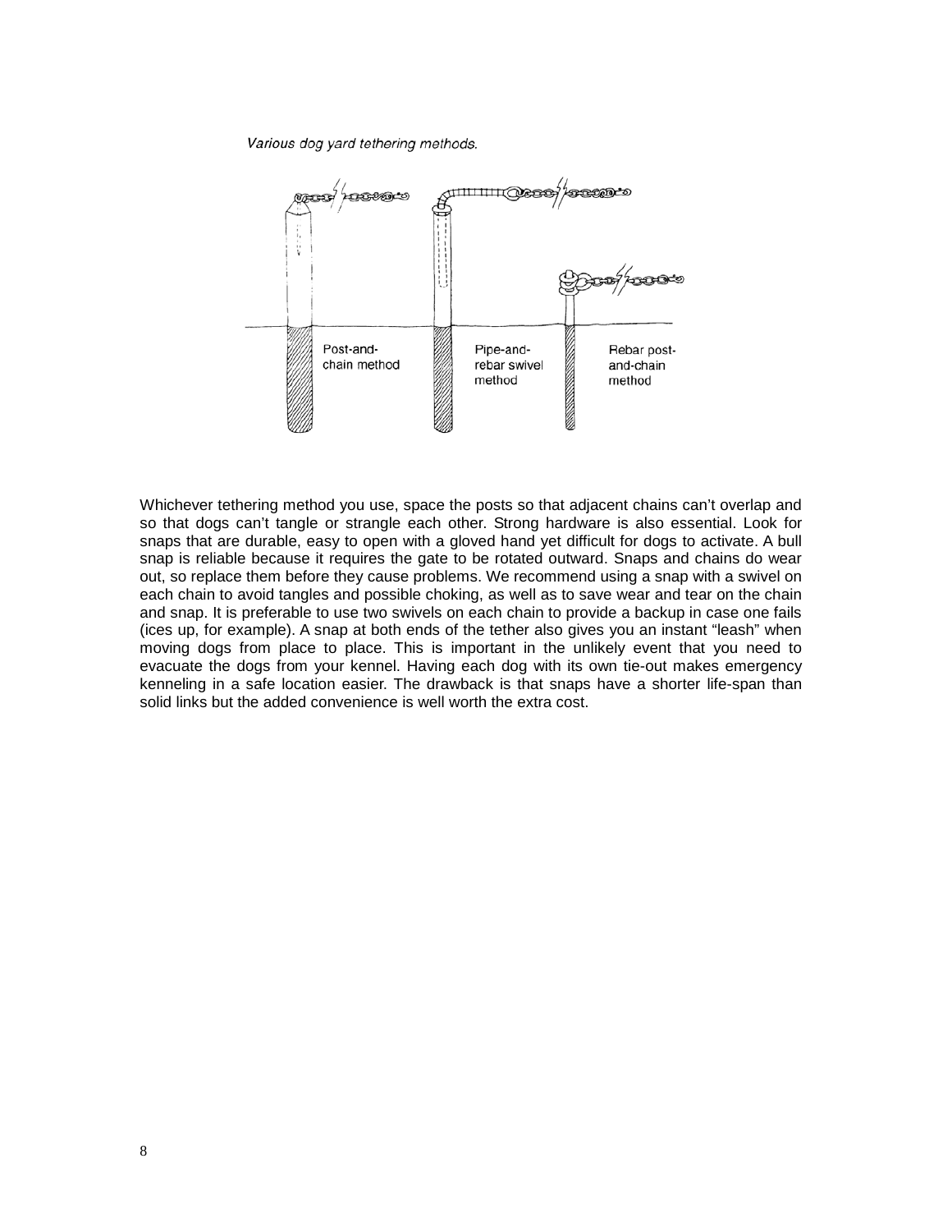*Various dog yard tethering methods.*

Post-and-chain method

Pipe-and-rebar swivel method

Rebar post-and-chain method

Whichever tethering method you use, space the posts so that adjacent chains can't overlap and so that dogs can't tangle or strangle each other. Strong hardware is also essential. Look for snaps that are durable, easy to open with a gloved hand yet difficult for dogs to activate. A bull snap is reliable because it requires the gate to be rotated outward. Snaps and chains do wear out, so replace them before they cause problems. We recommend using a snap with a swivel on each chain to avoid tangles and possible choking, as well as to save wear and tear on the chain and snap. It is preferable to use two swivels on each chain to provide a backup in case one fails (ices up, for example). A snap at both ends of the tether also gives you an instant "leash" when moving dogs from place to place. This is important in the unlikely event that you need to evacuate the dogs from your kennel. Having each dog with its own tie-out makes emergency kenneling in a safe location easier. The drawback is that snaps have a shorter life-span than solid links but the added convenience is well worth the extra cost.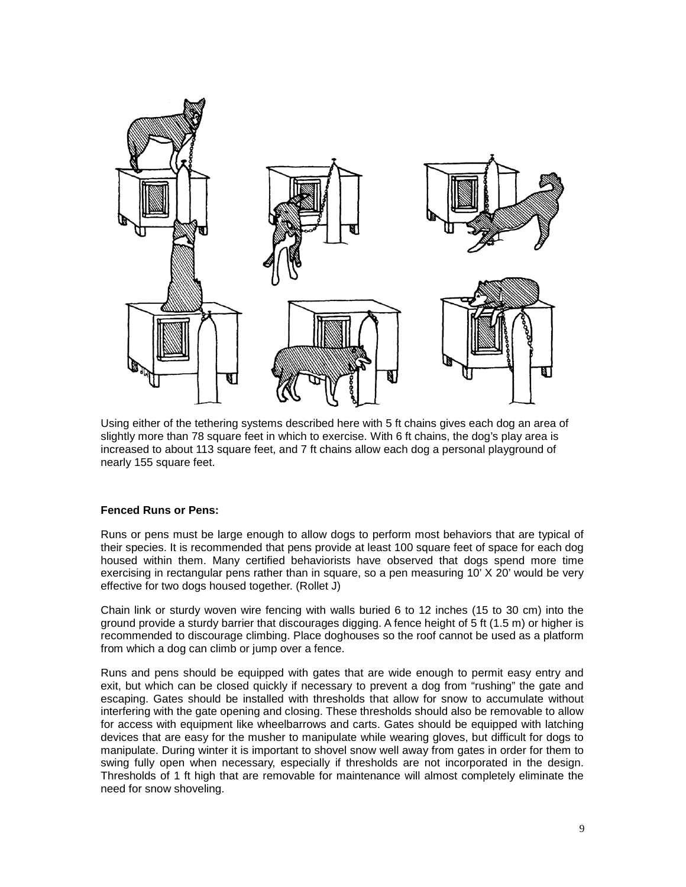Using either of the tethering systems described here with 5 ft chains gives each dog an area of slightly more than 78 square feet in which to exercise. With 6 ft chains, the dog's play area is increased to about 113 square feet, and 7 ft chains allow each dog a personal playground of nearly 155 square feet.

**Fenced Runs or Pens:**

Runs or pens must be large enough to allow dogs to perform most behaviors that are typical of their species. It is recommended that pens provide at least 100 square feet of space for each dog housed within them. Many certified behaviorists have observed that dogs spend more time exercising in rectangular pens rather than in square, so a pen measuring 10' X 20' would be very effective for two dogs housed together. (Rollet J)

Chain link or sturdy woven wire fencing with walls buried 6 to 12 inches (15 to 30 cm) into the ground provide a sturdy barrier that discourages digging. A fence height of 5 ft (1.5 m) or higher is recommended to discourage climbing. Place doghouses so the roof cannot be used as a platform from which a dog can climb or jump over a fence.

Runs and pens should be equipped with gates that are wide enough to permit easy entry and exit, but which can be closed quickly if necessary to prevent a dog from "rushing" the gate and escaping. Gates should be installed with thresholds that allow for snow to accumulate without interfering with the gate opening and closing. These thresholds should also be removable to allow for access with equipment like wheelbarrows and carts. Gates should be equipped with latching devices that are easy for the musher to manipulate while wearing gloves, but difficult for dogs to manipulate. During winter it is important to shovel snow well away from gates in order for them to swing fully open when necessary, especially if thresholds are not incorporated in the design. Thresholds of 1 ft high that are removable for maintenance will almost completely eliminate the need for snow shoveling.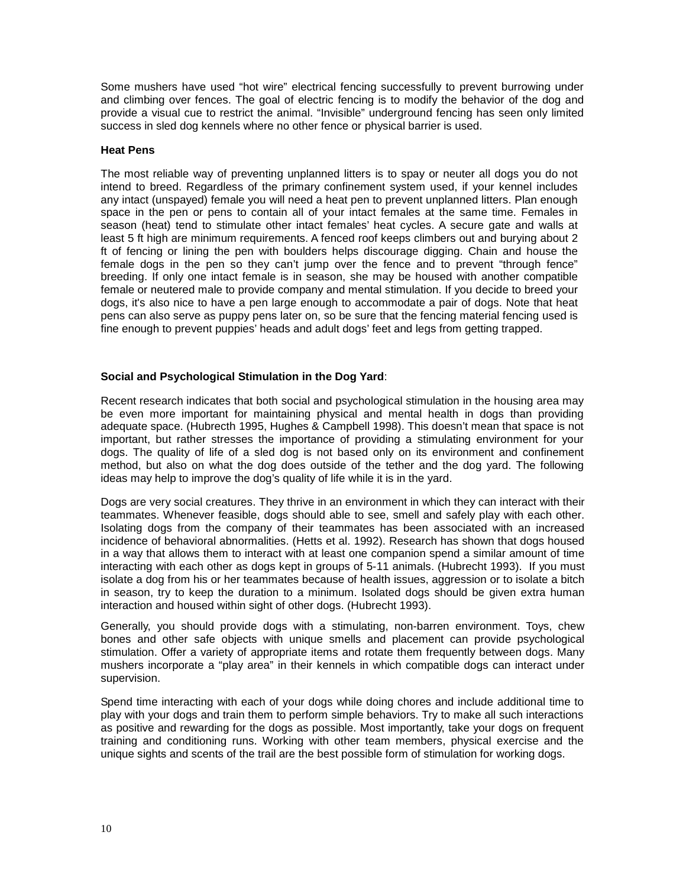Some mushers have used “hot wire” electrical fencing successfully to prevent burrowing under and climbing over fences. The goal of electric fencing is to modify the behavior of the dog and provide a visual cue to restrict the animal. “Invisible” underground fencing has seen only limited success in sled dog kennels where no other fence or physical barrier is used.

**Heat Pens**

The most reliable way of preventing unplanned litters is to spay or neuter all dogs you do not intend to breed. Regardless of the primary confinement system used, if your kennel includes any intact (unspayed) female you will need a heat pen to prevent unplanned litters. Plan enough space in the pen or pens to contain all of your intact females at the same time. Females in season (heat) tend to stimulate other intact females’ heat cycles. A secure gate and walls at least 5 ft high are minimum requirements. A fenced roof keeps climbers out and burying about 2 ft of fencing or lining the pen with boulders helps discourage digging. Chain and house the female dogs in the pen so they can’t jump over the fence and to prevent “through fence” breeding. If only one intact female is in season, she may be housed with another compatible female or neutered male to provide company and mental stimulation. If you decide to breed your dogs, it's also nice to have a pen large enough to accommodate a pair of dogs. Note that heat pens can also serve as puppy pens later on, so be sure that the fencing material fencing used is fine enough to prevent puppies’ heads and adult dogs’ feet and legs from getting trapped.

**Social and Psychological Stimulation in the Dog Yard**:

Recent research indicates that both social and psychological stimulation in the housing area may be even more important for maintaining physical and mental health in dogs than providing adequate space. (Hubrecth 1995, Hughes & Campbell 1998). This doesn’t mean that space is not important, but rather stresses the importance of providing a stimulating environment for your dogs. The quality of life of a sled dog is not based only on its environment and confinement method, but also on what the dog does outside of the tether and the dog yard. The following ideas may help to improve the dog’s quality of life while it is in the yard.

Dogs are very social creatures. They thrive in an environment in which they can interact with their teammates. Whenever feasible, dogs should able to see, smell and safely play with each other. Isolating dogs from the company of their teammates has been associated with an increased incidence of behavioral abnormalities. (Hetts et al. 1992). Research has shown that dogs housed in a way that allows them to interact with at least one companion spend a similar amount of time interacting with each other as dogs kept in groups of 5-11 animals. (Hubrecht 1993). If you must isolate a dog from his or her teammates because of health issues, aggression or to isolate a bitch in season, try to keep the duration to a minimum. Isolated dogs should be given extra human interaction and housed within sight of other dogs. (Hubrecht 1993).

Generally, you should provide dogs with a stimulating, non-barren environment. Toys, chew bones and other safe objects with unique smells and placement can provide psychological stimulation. Offer a variety of appropriate items and rotate them frequently between dogs. Many mushers incorporate a “play area” in their kennels in which compatible dogs can interact under supervision.

Spend time interacting with each of your dogs while doing chores and include additional time to play with your dogs and train them to perform simple behaviors. Try to make all such interactions as positive and rewarding for the dogs as possible. Most importantly, take your dogs on frequent training and conditioning runs. Working with other team members, physical exercise and the unique sights and scents of the trail are the best possible form of stimulation for working dogs.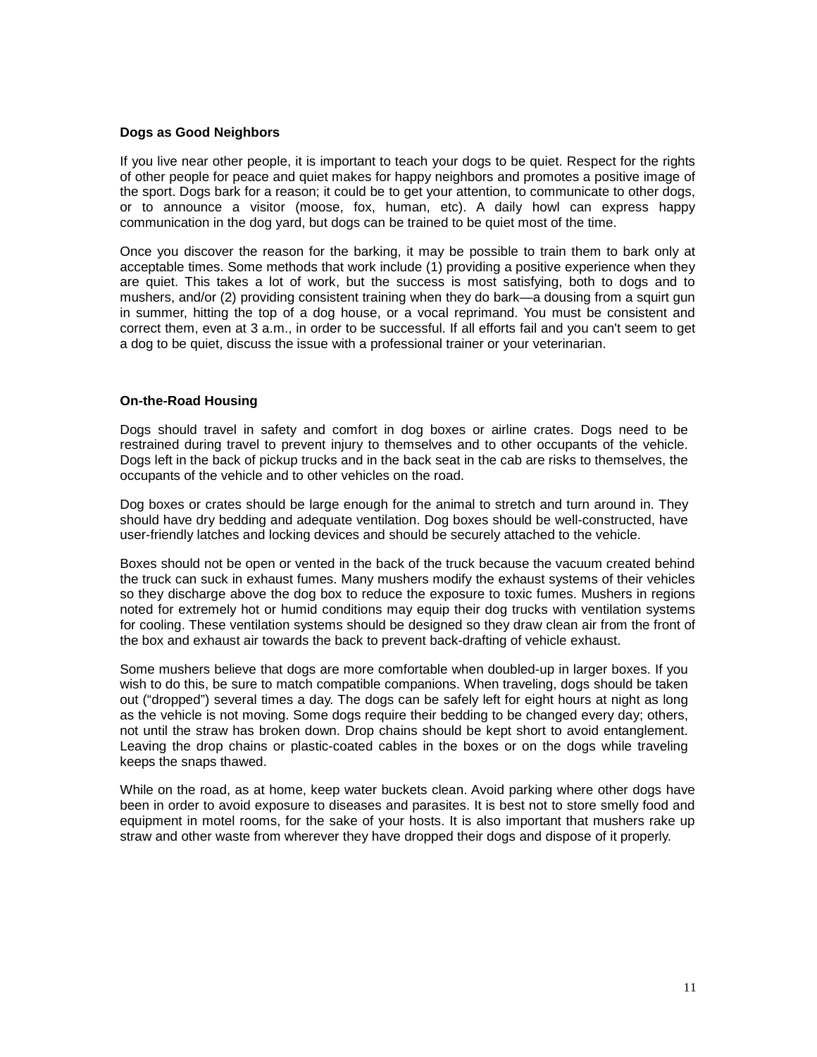**Dogs as Good Neighbors**

If you live near other people, it is important to teach your dogs to be quiet. Respect for the rights of other people for peace and quiet makes for happy neighbors and promotes a positive image of the sport. Dogs bark for a reason; it could be to get your attention, to communicate to other dogs, or to announce a visitor (moose, fox, human, etc). A daily howl can express happy communication in the dog yard, but dogs can be trained to be quiet most of the time.

Once you discover the reason for the barking, it may be possible to train them to bark only at acceptable times. Some methods that work include (1) providing a positive experience when they are quiet. This takes a lot of work, but the success is most satisfying, both to dogs and to mushers, and/or (2) providing consistent training when they do bark—a dousing from a squirt gun in summer, hitting the top of a dog house, or a vocal reprimand. You must be consistent and correct them, even at 3 a.m., in order to be successful. If all efforts fail and you can't seem to get a dog to be quiet, discuss the issue with a professional trainer or your veterinarian.

**On-the-Road Housing**

Dogs should travel in safety and comfort in dog boxes or airline crates. Dogs need to be restrained during travel to prevent injury to themselves and to other occupants of the vehicle. Dogs left in the back of pickup trucks and in the back seat in the cab are risks to themselves, the occupants of the vehicle and to other vehicles on the road.

Dog boxes or crates should be large enough for the animal to stretch and turn around in. They should have dry bedding and adequate ventilation. Dog boxes should be well-constructed, have user-friendly latches and locking devices and should be securely attached to the vehicle.

Boxes should not be open or vented in the back of the truck because the vacuum created behind the truck can suck in exhaust fumes. Many mushers modify the exhaust systems of their vehicles so they discharge above the dog box to reduce the exposure to toxic fumes. Mushers in regions noted for extremely hot or humid conditions may equip their dog trucks with ventilation systems for cooling. These ventilation systems should be designed so they draw clean air from the front of the box and exhaust air towards the back to prevent back-drafting of vehicle exhaust.

Some mushers believe that dogs are more comfortable when doubled-up in larger boxes. If you wish to do this, be sure to match compatible companions. When traveling, dogs should be taken out ("dropped") several times a day. The dogs can be safely left for eight hours at night as long as the vehicle is not moving. Some dogs require their bedding to be changed every day; others, not until the straw has broken down. Drop chains should be kept short to avoid entanglement. Leaving the drop chains or plastic-coated cables in the boxes or on the dogs while traveling keeps the snaps thawed.

While on the road, as at home, keep water buckets clean. Avoid parking where other dogs have been in order to avoid exposure to diseases and parasites. It is best not to store smelly food and equipment in motel rooms, for the sake of your hosts. It is also important that mushers rake up straw and other waste from wherever they have dropped their dogs and dispose of it properly.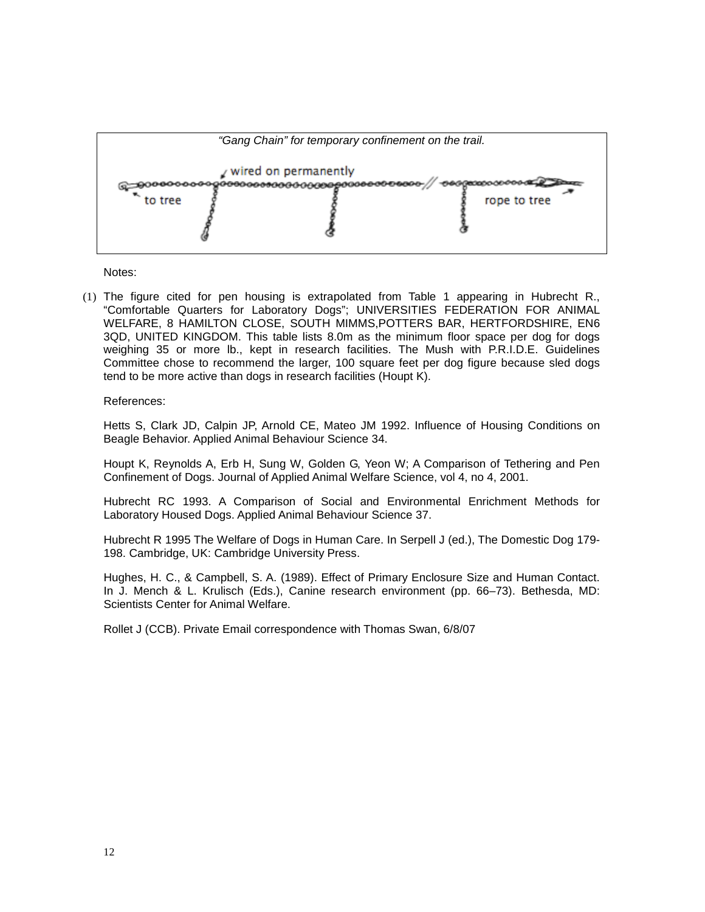*"Gang Chain" for temporary confinement on the trail.*

wired on permanently

to tree

rope to tree

Notes:

(1) The figure cited for pen housing is extrapolated from Table 1 appearing in Hubrecht R., "Comfortable Quarters for Laboratory Dogs"; UNIVERSITIES FEDERATION FOR ANIMAL WELFARE, 8 HAMILTON CLOSE, SOUTH MIMMS,POTTERS BAR, HERTFORDSHIRE, EN6 3QD, UNITED KINGDOM. This table lists 8.0m as the minimum floor space per dog for dogs weighing 35 or more lb., kept in research facilities. The Mush with P.R.I.D.E. Guidelines Committee chose to recommend the larger, 100 square feet per dog figure because sled dogs tend to be more active than dogs in research facilities (Houpt K).

References:

Hetts S, Clark JD, Calpin JP, Arnold CE, Mateo JM 1992. Influence of Housing Conditions on Beagle Behavior. Applied Animal Behaviour Science 34.

Houpt K, Reynolds A, Erb H, Sung W, Golden G, Yeon W; A Comparison of Tethering and Pen Confinement of Dogs. Journal of Applied Animal Welfare Science, vol 4, no 4, 2001.

Hubrecht RC 1993. A Comparison of Social and Environmental Enrichment Methods for Laboratory Housed Dogs. Applied Animal Behaviour Science 37.

Hubrecht R 1995 The Welfare of Dogs in Human Care. In Serpell J (ed.), The Domestic Dog 179-198. Cambridge, UK: Cambridge University Press.

Hughes, H. C., & Campbell, S. A. (1989). Effect of Primary Enclosure Size and Human Contact. In J. Mench & L. Krulisch (Eds.), Canine research environment (pp. 66–73). Bethesda, MD: Scientists Center for Animal Welfare.

Rollet J (CCB). Private Email correspondence with Thomas Swan, 6/8/07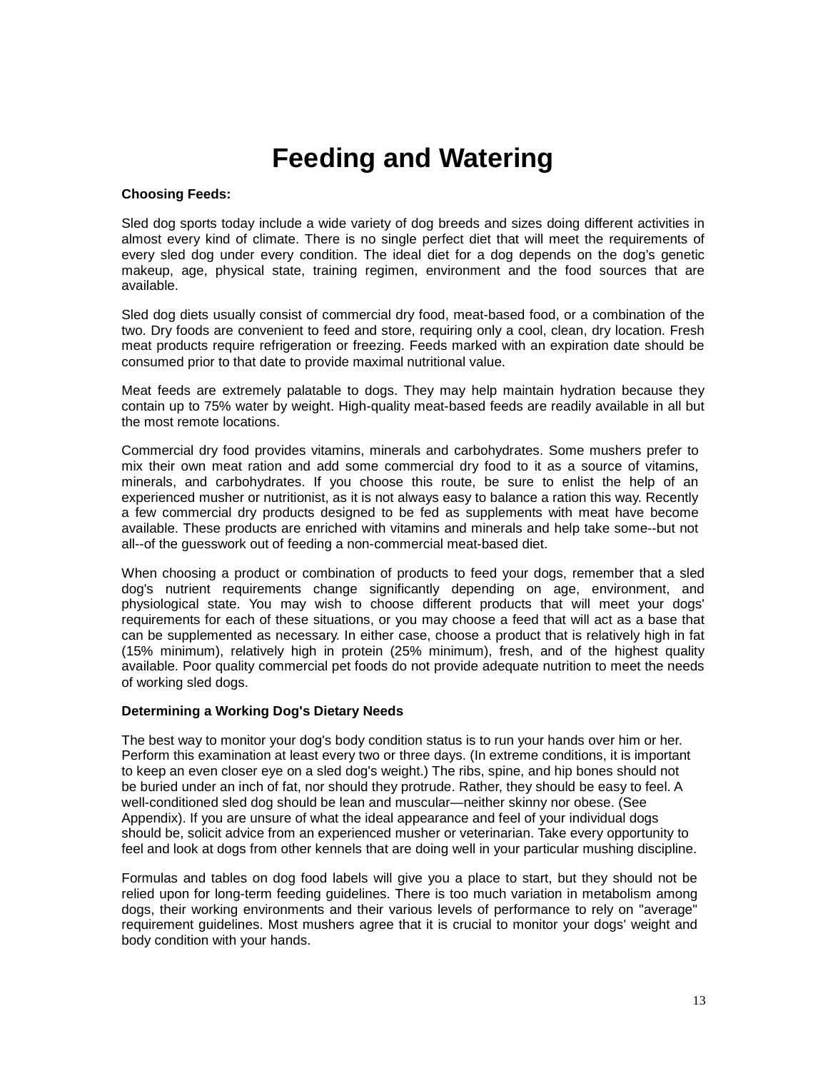# Feeding and Watering

**Choosing Feeds:**

Sled dog sports today include a wide variety of dog breeds and sizes doing different activities in almost every kind of climate. There is no single perfect diet that will meet the requirements of every sled dog under every condition. The ideal diet for a dog depends on the dog's genetic makeup, age, physical state, training regimen, environment and the food sources that are available.

Sled dog diets usually consist of commercial dry food, meat-based food, or a combination of the two. Dry foods are convenient to feed and store, requiring only a cool, clean, dry location. Fresh meat products require refrigeration or freezing. Feeds marked with an expiration date should be consumed prior to that date to provide maximal nutritional value.

Meat feeds are extremely palatable to dogs. They may help maintain hydration because they contain up to 75% water by weight. High-quality meat-based feeds are readily available in all but the most remote locations.

Commercial dry food provides vitamins, minerals and carbohydrates. Some mushers prefer to mix their own meat ration and add some commercial dry food to it as a source of vitamins, minerals, and carbohydrates. If you choose this route, be sure to enlist the help of an experienced musher or nutritionist, as it is not always easy to balance a ration this way. Recently a few commercial dry products designed to be fed as supplements with meat have become available. These products are enriched with vitamins and minerals and help take some--but not all--of the guesswork out of feeding a non-commercial meat-based diet.

When choosing a product or combination of products to feed your dogs, remember that a sled dog's nutrient requirements change significantly depending on age, environment, and physiological state. You may wish to choose different products that will meet your dogs' requirements for each of these situations, or you may choose a feed that will act as a base that can be supplemented as necessary. In either case, choose a product that is relatively high in fat (15% minimum), relatively high in protein (25% minimum), fresh, and of the highest quality available. Poor quality commercial pet foods do not provide adequate nutrition to meet the needs of working sled dogs.

**Determining a Working Dog's Dietary Needs**

The best way to monitor your dog's body condition status is to run your hands over him or her. Perform this examination at least every two or three days. (In extreme conditions, it is important to keep an even closer eye on a sled dog's weight.) The ribs, spine, and hip bones should not be buried under an inch of fat, nor should they protrude. Rather, they should be easy to feel. A well-conditioned sled dog should be lean and muscular—neither skinny nor obese. (See Appendix). If you are unsure of what the ideal appearance and feel of your individual dogs should be, solicit advice from an experienced musher or veterinarian. Take every opportunity to feel and look at dogs from other kennels that are doing well in your particular mushing discipline.

Formulas and tables on dog food labels will give you a place to start, but they should not be relied upon for long-term feeding guidelines. There is too much variation in metabolism among dogs, their working environments and their various levels of performance to rely on "average" requirement guidelines. Most mushers agree that it is crucial to monitor your dogs' weight and body condition with your hands.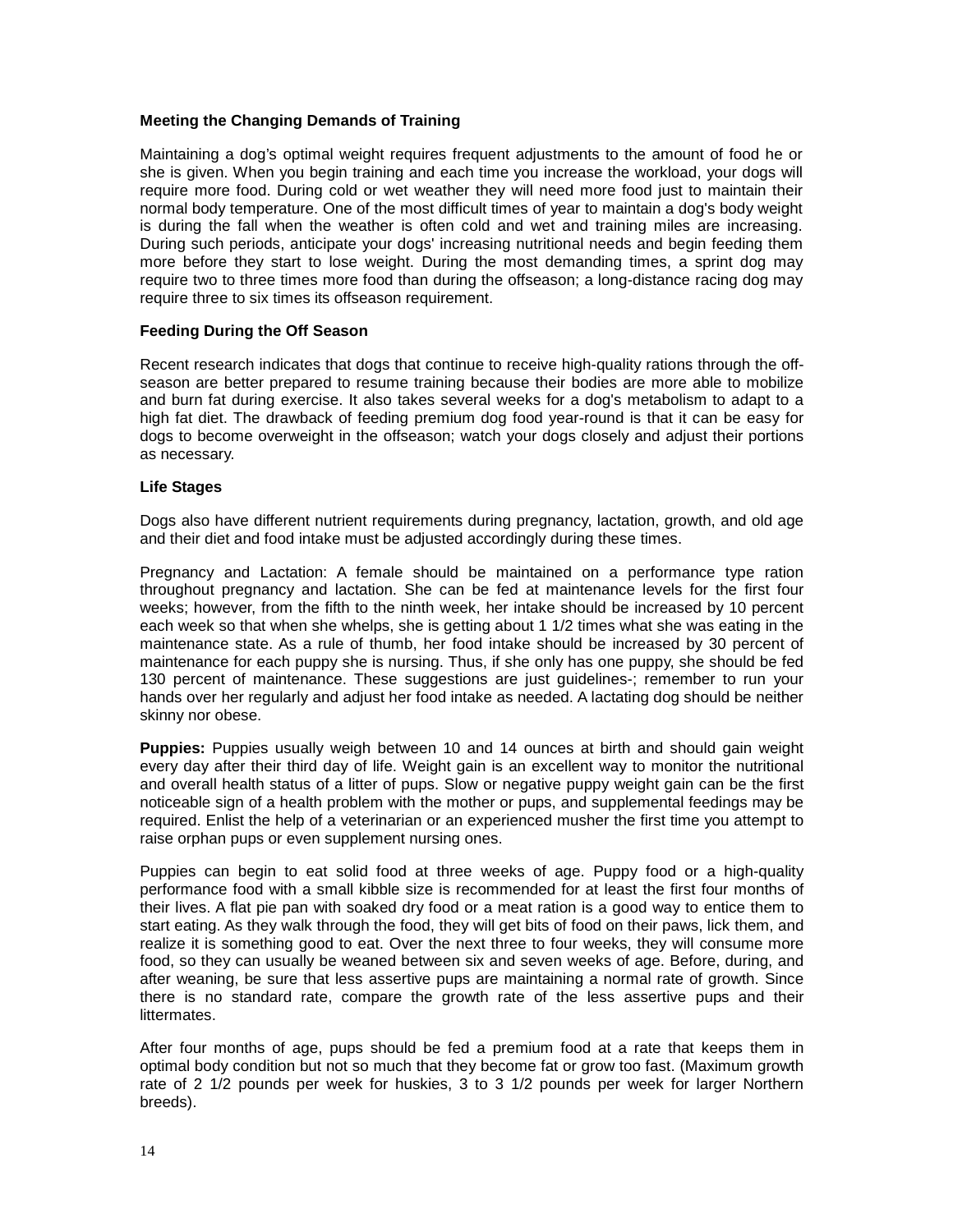**Meeting the Changing Demands of Training**

Maintaining a dog's optimal weight requires frequent adjustments to the amount of food he or she is given. When you begin training and each time you increase the workload, your dogs will require more food. During cold or wet weather they will need more food just to maintain their normal body temperature. One of the most difficult times of year to maintain a dog's body weight is during the fall when the weather is often cold and wet and training miles are increasing. During such periods, anticipate your dogs' increasing nutritional needs and begin feeding them more before they start to lose weight. During the most demanding times, a sprint dog may require two to three times more food than during the offseason; a long-distance racing dog may require three to six times its offseason requirement.

**Feeding During the Off Season**

Recent research indicates that dogs that continue to receive high-quality rations through the off-season are better prepared to resume training because their bodies are more able to mobilize and burn fat during exercise. It also takes several weeks for a dog's metabolism to adapt to a high fat diet. The drawback of feeding premium dog food year-round is that it can be easy for dogs to become overweight in the offseason; watch your dogs closely and adjust their portions as necessary.

**Life Stages**

Dogs also have different nutrient requirements during pregnancy, lactation, growth, and old age and their diet and food intake must be adjusted accordingly during these times.

Pregnancy and Lactation: A female should be maintained on a performance type ration throughout pregnancy and lactation. She can be fed at maintenance levels for the first four weeks; however, from the fifth to the ninth week, her intake should be increased by 10 percent each week so that when she whelps, she is getting about 1 1/2 times what she was eating in the maintenance state. As a rule of thumb, her food intake should be increased by 30 percent of maintenance for each puppy she is nursing. Thus, if she only has one puppy, she should be fed 130 percent of maintenance. These suggestions are just guidelines-; remember to run your hands over her regularly and adjust her food intake as needed. A lactating dog should be neither skinny nor obese.

**Puppies:** Puppies usually weigh between 10 and 14 ounces at birth and should gain weight every day after their third day of life. Weight gain is an excellent way to monitor the nutritional and overall health status of a litter of pups. Slow or negative puppy weight gain can be the first noticeable sign of a health problem with the mother or pups, and supplemental feedings may be required. Enlist the help of a veterinarian or an experienced musher the first time you attempt to raise orphan pups or even supplement nursing ones.

Puppies can begin to eat solid food at three weeks of age. Puppy food or a high-quality performance food with a small kibble size is recommended for at least the first four months of their lives. A flat pie pan with soaked dry food or a meat ration is a good way to entice them to start eating. As they walk through the food, they will get bits of food on their paws, lick them, and realize it is something good to eat. Over the next three to four weeks, they will consume more food, so they can usually be weaned between six and seven weeks of age. Before, during, and after weaning, be sure that less assertive pups are maintaining a normal rate of growth. Since there is no standard rate, compare the growth rate of the less assertive pups and their littermates.

After four months of age, pups should be fed a premium food at a rate that keeps them in optimal body condition but not so much that they become fat or grow too fast. (Maximum growth rate of 2 1/2 pounds per week for huskies, 3 to 3 1/2 pounds per week for larger Northern breeds).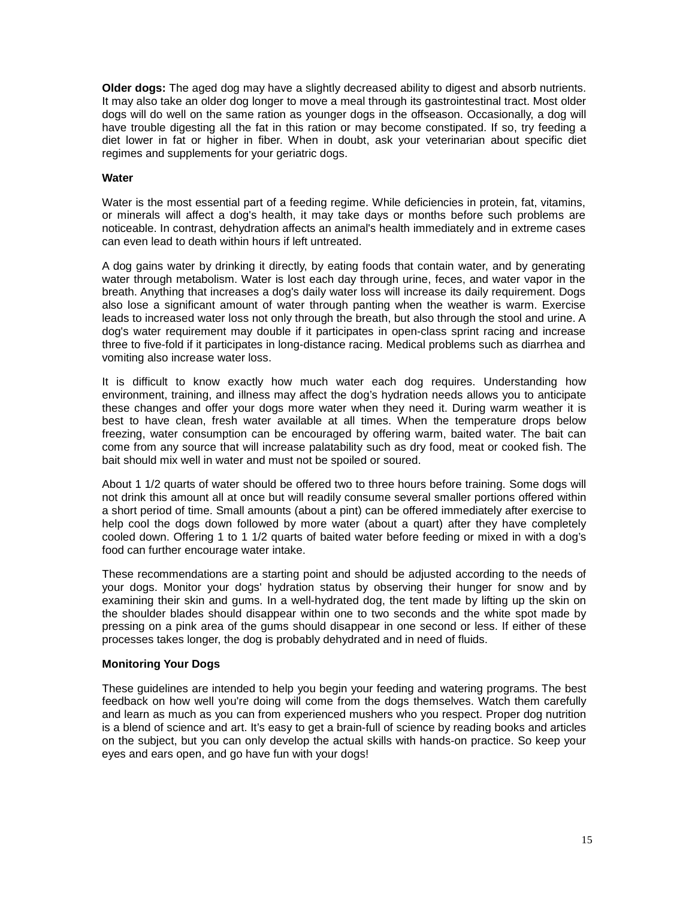**Older dogs:** The aged dog may have a slightly decreased ability to digest and absorb nutrients. It may also take an older dog longer to move a meal through its gastrointestinal tract. Most older dogs will do well on the same ration as younger dogs in the offseason. Occasionally, a dog will have trouble digesting all the fat in this ration or may become constipated. If so, try feeding a diet lower in fat or higher in fiber. When in doubt, ask your veterinarian about specific diet regimes and supplements for your geriatric dogs.

### Water

Water is the most essential part of a feeding regime. While deficiencies in protein, fat, vitamins, or minerals will affect a dog's health, it may take days or months before such problems are noticeable. In contrast, dehydration affects an animal's health immediately and in extreme cases can even lead to death within hours if left untreated.

A dog gains water by drinking it directly, by eating foods that contain water, and by generating water through metabolism. Water is lost each day through urine, feces, and water vapor in the breath. Anything that increases a dog's daily water loss will increase its daily requirement. Dogs also lose a significant amount of water through panting when the weather is warm. Exercise leads to increased water loss not only through the breath, but also through the stool and urine. A dog's water requirement may double if it participates in open-class sprint racing and increase three to five-fold if it participates in long-distance racing. Medical problems such as diarrhea and vomiting also increase water loss.

It is difficult to know exactly how much water each dog requires. Understanding how environment, training, and illness may affect the dog's hydration needs allows you to anticipate these changes and offer your dogs more water when they need it. During warm weather it is best to have clean, fresh water available at all times. When the temperature drops below freezing, water consumption can be encouraged by offering warm, baited water. The bait can come from any source that will increase palatability such as dry food, meat or cooked fish. The bait should mix well in water and must not be spoiled or soured.

About 1 1/2 quarts of water should be offered two to three hours before training. Some dogs will not drink this amount all at once but will readily consume several smaller portions offered within a short period of time. Small amounts (about a pint) can be offered immediately after exercise to help cool the dogs down followed by more water (about a quart) after they have completely cooled down. Offering 1 to 1 1/2 quarts of baited water before feeding or mixed in with a dog's food can further encourage water intake.

These recommendations are a starting point and should be adjusted according to the needs of your dogs. Monitor your dogs' hydration status by observing their hunger for snow and by examining their skin and gums. In a well-hydrated dog, the tent made by lifting up the skin on the shoulder blades should disappear within one to two seconds and the white spot made by pressing on a pink area of the gums should disappear in one second or less. If either of these processes takes longer, the dog is probably dehydrated and in need of fluids.

### Monitoring Your Dogs

These guidelines are intended to help you begin your feeding and watering programs. The best feedback on how well you're doing will come from the dogs themselves. Watch them carefully and learn as much as you can from experienced mushers who you respect. Proper dog nutrition is a blend of science and art. It's easy to get a brain-full of science by reading books and articles on the subject, but you can only develop the actual skills with hands-on practice. So keep your eyes and ears open, and go have fun with your dogs!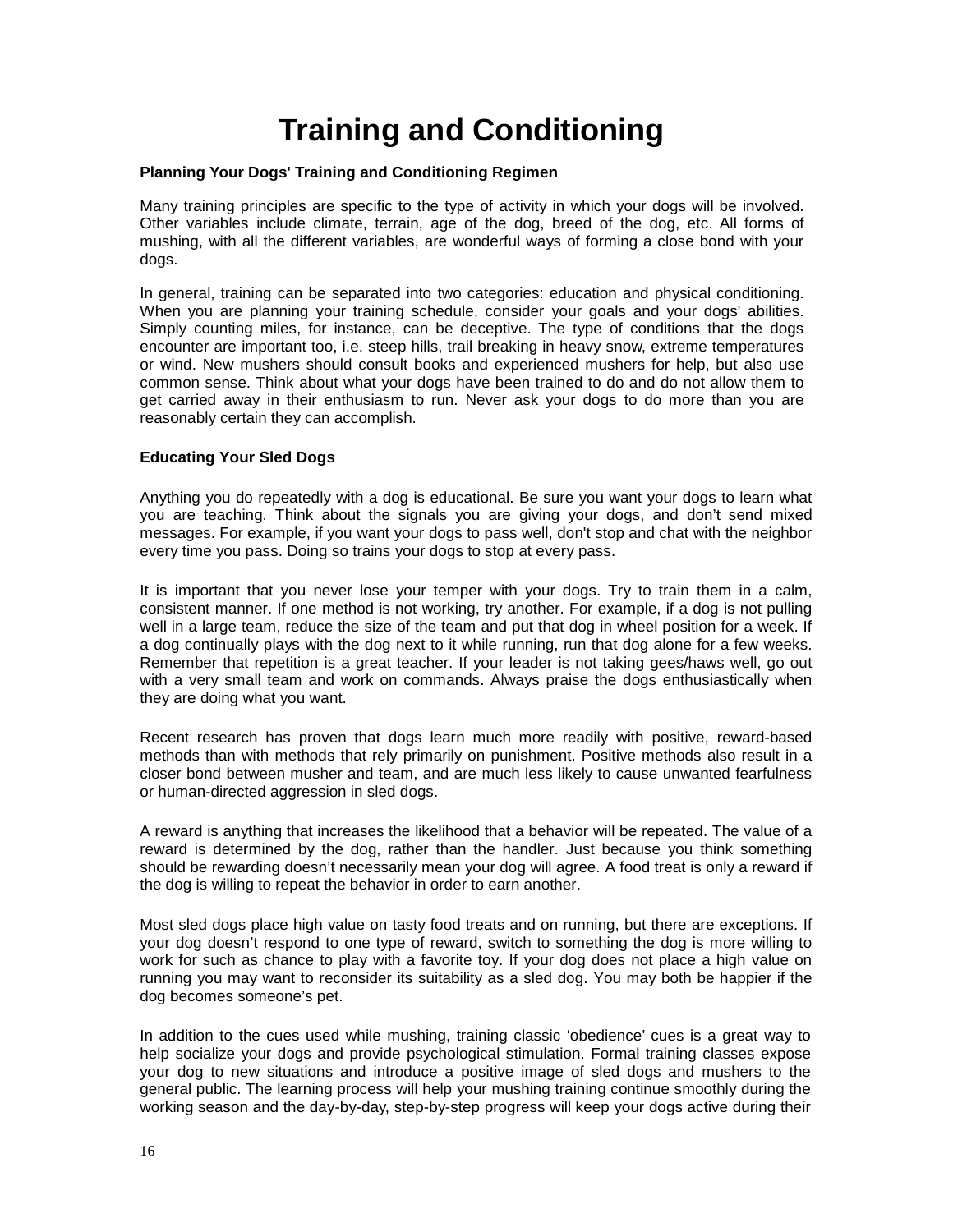# Training and Conditioning

**Planning Your Dogs' Training and Conditioning Regimen**

Many training principles are specific to the type of activity in which your dogs will be involved. Other variables include climate, terrain, age of the dog, breed of the dog, etc. All forms of mushing, with all the different variables, are wonderful ways of forming a close bond with your dogs.

In general, training can be separated into two categories: education and physical conditioning. When you are planning your training schedule, consider your goals and your dogs' abilities. Simply counting miles, for instance, can be deceptive. The type of conditions that the dogs encounter are important too, i.e. steep hills, trail breaking in heavy snow, extreme temperatures or wind. New mushers should consult books and experienced mushers for help, but also use common sense. Think about what your dogs have been trained to do and do not allow them to get carried away in their enthusiasm to run. Never ask your dogs to do more than you are reasonably certain they can accomplish.

**Educating Your Sled Dogs**

Anything you do repeatedly with a dog is educational. Be sure you want your dogs to learn what you are teaching. Think about the signals you are giving your dogs, and don't send mixed messages. For example, if you want your dogs to pass well, don't stop and chat with the neighbor every time you pass. Doing so trains your dogs to stop at every pass.

It is important that you never lose your temper with your dogs. Try to train them in a calm, consistent manner. If one method is not working, try another. For example, if a dog is not pulling well in a large team, reduce the size of the team and put that dog in wheel position for a week. If a dog continually plays with the dog next to it while running, run that dog alone for a few weeks. Remember that repetition is a great teacher. If your leader is not taking gees/haws well, go out with a very small team and work on commands. Always praise the dogs enthusiastically when they are doing what you want.

Recent research has proven that dogs learn much more readily with positive, reward-based methods than with methods that rely primarily on punishment. Positive methods also result in a closer bond between musher and team, and are much less likely to cause unwanted fearfulness or human-directed aggression in sled dogs.

A reward is anything that increases the likelihood that a behavior will be repeated. The value of a reward is determined by the dog, rather than the handler. Just because you think something should be rewarding doesn't necessarily mean your dog will agree. A food treat is only a reward if the dog is willing to repeat the behavior in order to earn another.

Most sled dogs place high value on tasty food treats and on running, but there are exceptions. If your dog doesn't respond to one type of reward, switch to something the dog is more willing to work for such as chance to play with a favorite toy. If your dog does not place a high value on running you may want to reconsider its suitability as a sled dog. You may both be happier if the dog becomes someone's pet.

In addition to the cues used while mushing, training classic 'obedience' cues is a great way to help socialize your dogs and provide psychological stimulation. Formal training classes expose your dog to new situations and introduce a positive image of sled dogs and mushers to the general public. The learning process will help your mushing training continue smoothly during the working season and the day-by-day, step-by-step progress will keep your dogs active during their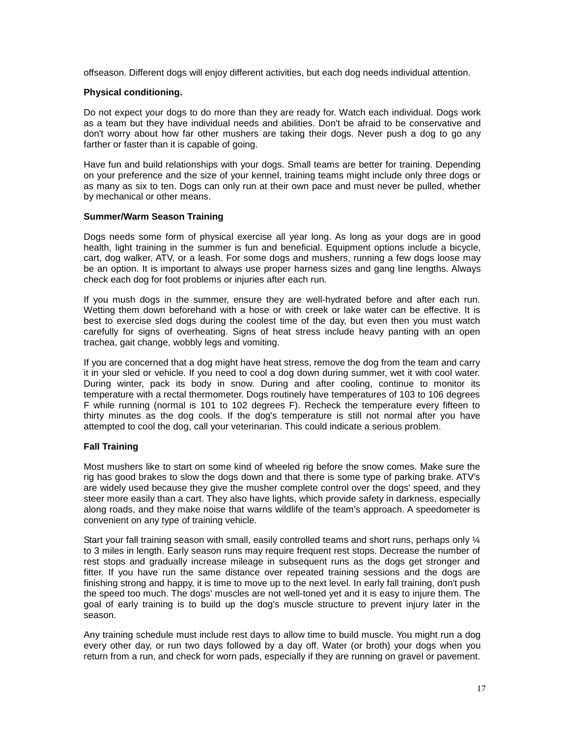offseason. Different dogs will enjoy different activities, but each dog needs individual attention.

**Physical conditioning.**

Do not expect your dogs to do more than they are ready for. Watch each individual. Dogs work as a team but they have individual needs and abilities. Don't be afraid to be conservative and don't worry about how far other mushers are taking their dogs. Never push a dog to go any farther or faster than it is capable of going.

Have fun and build relationships with your dogs. Small teams are better for training. Depending on your preference and the size of your kennel, training teams might include only three dogs or as many as six to ten. Dogs can only run at their own pace and must never be pulled, whether by mechanical or other means.

**Summer/Warm Season Training**

Dogs needs some form of physical exercise all year long. As long as your dogs are in good health, light training in the summer is fun and beneficial. Equipment options include a bicycle, cart, dog walker, ATV, or a leash. For some dogs and mushers, running a few dogs loose may be an option. It is important to always use proper harness sizes and gang line lengths. Always check each dog for foot problems or injuries after each run.

If you mush dogs in the summer, ensure they are well-hydrated before and after each run. Wetting them down beforehand with a hose or with creek or lake water can be effective. It is best to exercise sled dogs during the coolest time of the day, but even then you must watch carefully for signs of overheating. Signs of heat stress include heavy panting with an open trachea, gait change, wobbly legs and vomiting.

If you are concerned that a dog might have heat stress, remove the dog from the team and carry it in your sled or vehicle. If you need to cool a dog down during summer, wet it with cool water. During winter, pack its body in snow. During and after cooling, continue to monitor its temperature with a rectal thermometer. Dogs routinely have temperatures of 103 to 106 degrees F while running (normal is 101 to 102 degrees F). Recheck the temperature every fifteen to thirty minutes as the dog cools. If the dog's temperature is still not normal after you have attempted to cool the dog, call your veterinarian. This could indicate a serious problem.

**Fall Training**

Most mushers like to start on some kind of wheeled rig before the snow comes. Make sure the rig has good brakes to slow the dogs down and that there is some type of parking brake. ATV's are widely used because they give the musher complete control over the dogs' speed, and they steer more easily than a cart. They also have lights, which provide safety in darkness, especially along roads, and they make noise that warns wildlife of the team's approach. A speedometer is convenient on any type of training vehicle.

Start your fall training season with small, easily controlled teams and short runs, perhaps only ¼ to 3 miles in length. Early season runs may require frequent rest stops. Decrease the number of rest stops and gradually increase mileage in subsequent runs as the dogs get stronger and fitter. If you have run the same distance over repeated training sessions and the dogs are finishing strong and happy, it is time to move up to the next level. In early fall training, don't push the speed too much. The dogs' muscles are not well-toned yet and it is easy to injure them. The goal of early training is to build up the dog's muscle structure to prevent injury later in the season.

Any training schedule must include rest days to allow time to build muscle. You might run a dog every other day, or run two days followed by a day off. Water (or broth) your dogs when you return from a run, and check for worn pads, especially if they are running on gravel or pavement.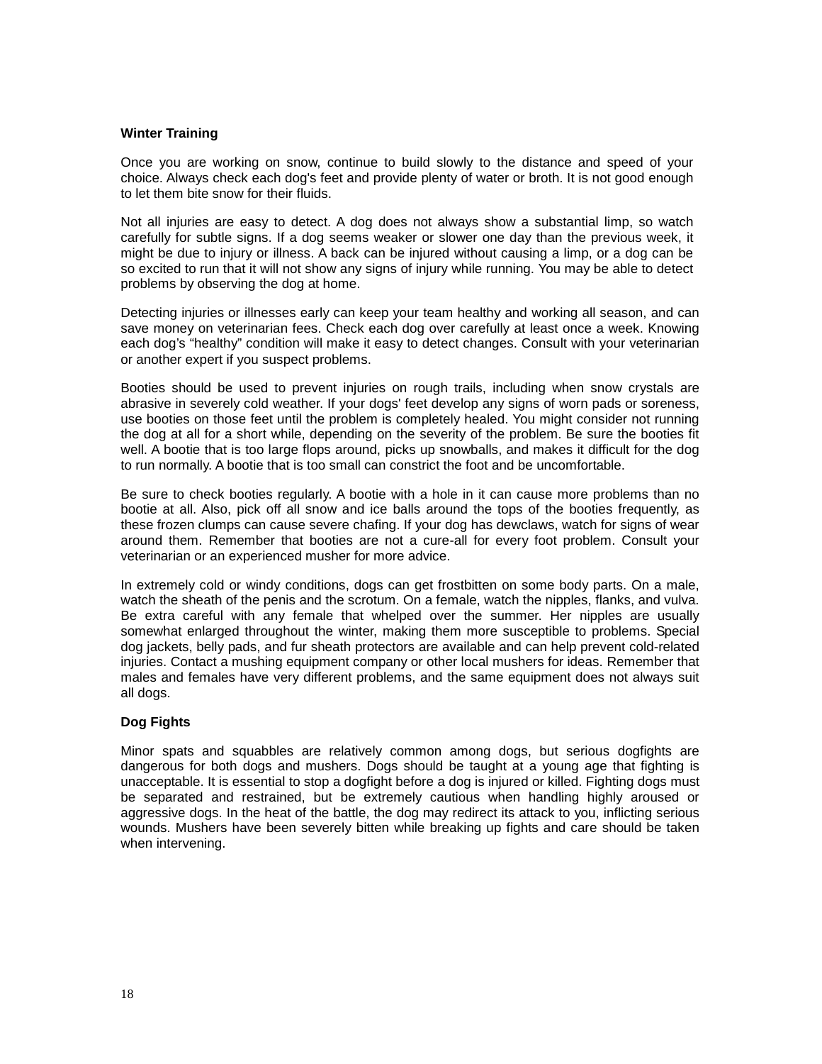**Winter Training**

Once you are working on snow, continue to build slowly to the distance and speed of your choice. Always check each dog's feet and provide plenty of water or broth. It is not good enough to let them bite snow for their fluids.

Not all injuries are easy to detect. A dog does not always show a substantial limp, so watch carefully for subtle signs. If a dog seems weaker or slower one day than the previous week, it might be due to injury or illness. A back can be injured without causing a limp, or a dog can be so excited to run that it will not show any signs of injury while running. You may be able to detect problems by observing the dog at home.

Detecting injuries or illnesses early can keep your team healthy and working all season, and can save money on veterinarian fees. Check each dog over carefully at least once a week. Knowing each dog's "healthy" condition will make it easy to detect changes. Consult with your veterinarian or another expert if you suspect problems.

Booties should be used to prevent injuries on rough trails, including when snow crystals are abrasive in severely cold weather. If your dogs' feet develop any signs of worn pads or soreness, use booties on those feet until the problem is completely healed. You might consider not running the dog at all for a short while, depending on the severity of the problem. Be sure the booties fit well. A bootie that is too large flops around, picks up snowballs, and makes it difficult for the dog to run normally. A bootie that is too small can constrict the foot and be uncomfortable.

Be sure to check booties regularly. A bootie with a hole in it can cause more problems than no bootie at all. Also, pick off all snow and ice balls around the tops of the booties frequently, as these frozen clumps can cause severe chafing. If your dog has dewclaws, watch for signs of wear around them. Remember that booties are not a cure-all for every foot problem. Consult your veterinarian or an experienced musher for more advice.

In extremely cold or windy conditions, dogs can get frostbitten on some body parts. On a male, watch the sheath of the penis and the scrotum. On a female, watch the nipples, flanks, and vulva. Be extra careful with any female that whelped over the summer. Her nipples are usually somewhat enlarged throughout the winter, making them more susceptible to problems. Special dog jackets, belly pads, and fur sheath protectors are available and can help prevent cold-related injuries. Contact a mushing equipment company or other local mushers for ideas. Remember that males and females have very different problems, and the same equipment does not always suit all dogs.

**Dog Fights**

Minor spats and squabbles are relatively common among dogs, but serious dogfights are dangerous for both dogs and mushers. Dogs should be taught at a young age that fighting is unacceptable. It is essential to stop a dogfight before a dog is injured or killed. Fighting dogs must be separated and restrained, but be extremely cautious when handling highly aroused or aggressive dogs. In the heat of the battle, the dog may redirect its attack to you, inflicting serious wounds. Mushers have been severely bitten while breaking up fights and care should be taken when intervening.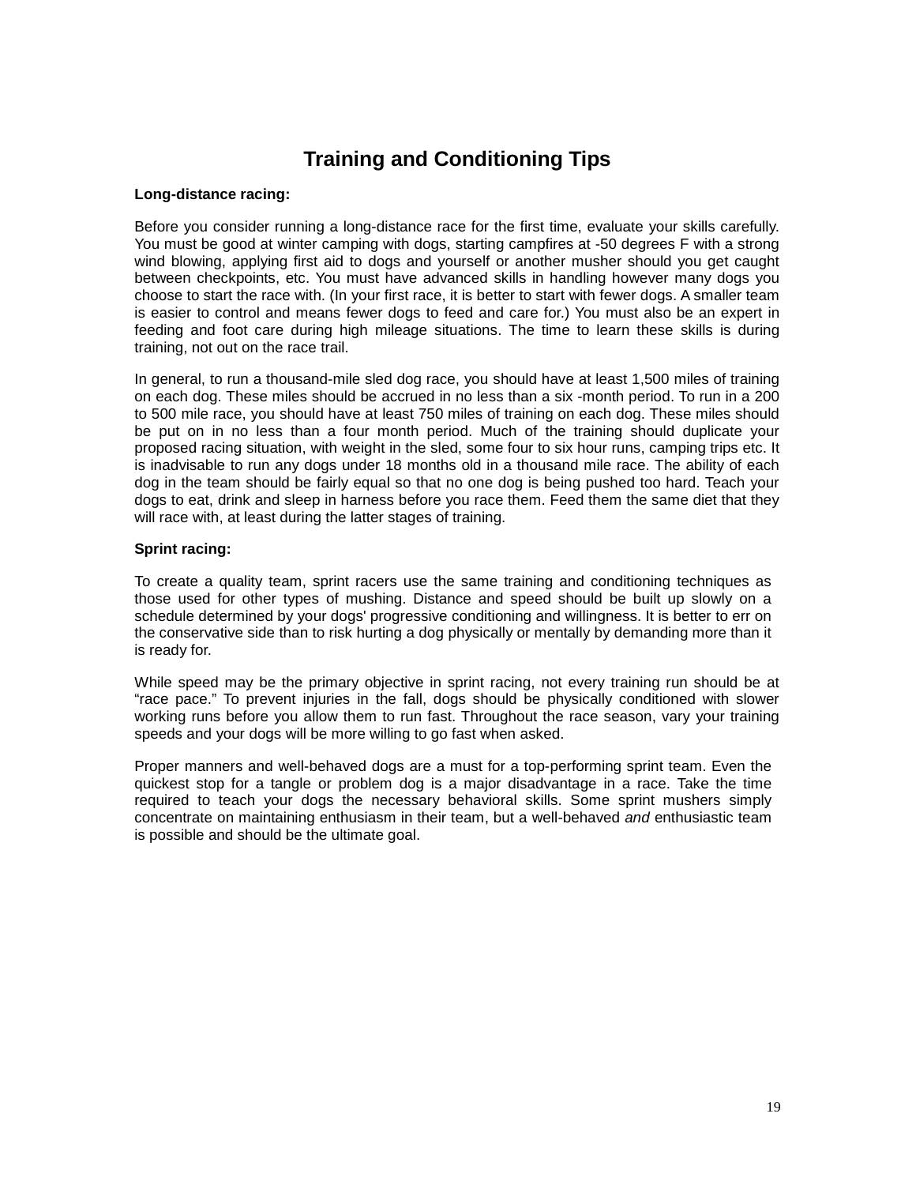# Training and Conditioning Tips

**Long-distance racing:**

Before you consider running a long-distance race for the first time, evaluate your skills carefully. You must be good at winter camping with dogs, starting campfires at -50 degrees F with a strong wind blowing, applying first aid to dogs and yourself or another musher should you get caught between checkpoints, etc. You must have advanced skills in handling however many dogs you choose to start the race with. (In your first race, it is better to start with fewer dogs. A smaller team is easier to control and means fewer dogs to feed and care for.) You must also be an expert in feeding and foot care during high mileage situations. The time to learn these skills is during training, not out on the race trail.

In general, to run a thousand-mile sled dog race, you should have at least 1,500 miles of training on each dog. These miles should be accrued in no less than a six -month period. To run in a 200 to 500 mile race, you should have at least 750 miles of training on each dog. These miles should be put on in no less than a four month period. Much of the training should duplicate your proposed racing situation, with weight in the sled, some four to six hour runs, camping trips etc. It is inadvisable to run any dogs under 18 months old in a thousand mile race. The ability of each dog in the team should be fairly equal so that no one dog is being pushed too hard. Teach your dogs to eat, drink and sleep in harness before you race them. Feed them the same diet that they will race with, at least during the latter stages of training.

**Sprint racing:**

To create a quality team, sprint racers use the same training and conditioning techniques as those used for other types of mushing. Distance and speed should be built up slowly on a schedule determined by your dogs' progressive conditioning and willingness. It is better to err on the conservative side than to risk hurting a dog physically or mentally by demanding more than it is ready for.

While speed may be the primary objective in sprint racing, not every training run should be at “race pace.” To prevent injuries in the fall, dogs should be physically conditioned with slower working runs before you allow them to run fast. Throughout the race season, vary your training speeds and your dogs will be more willing to go fast when asked.

Proper manners and well-behaved dogs are a must for a top-performing sprint team. Even the quickest stop for a tangle or problem dog is a major disadvantage in a race. Take the time required to teach your dogs the necessary behavioral skills. Some sprint mushers simply concentrate on maintaining enthusiasm in their team, but a well-behaved *and* enthusiastic team is possible and should be the ultimate goal.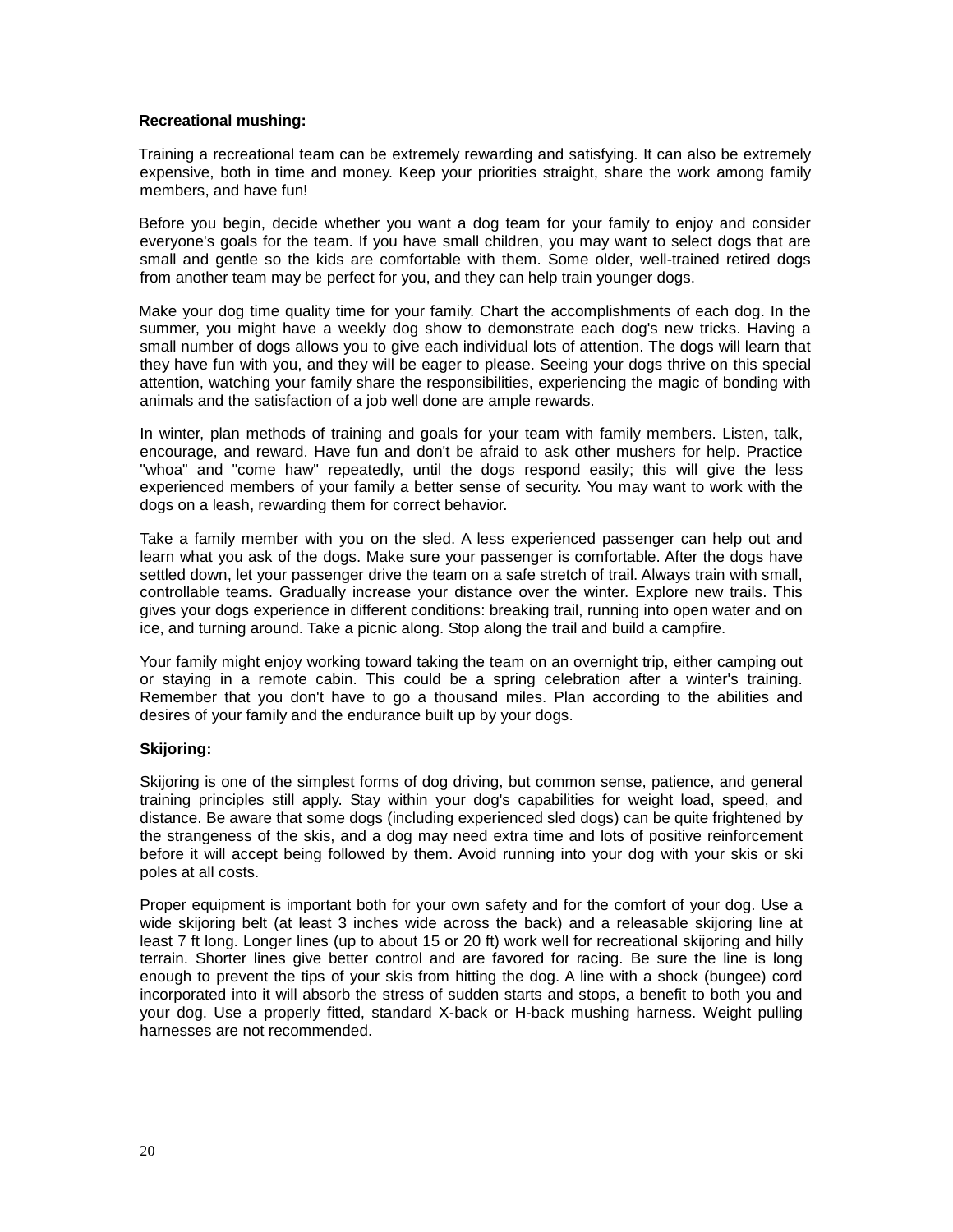**Recreational mushing:**

Training a recreational team can be extremely rewarding and satisfying. It can also be extremely expensive, both in time and money. Keep your priorities straight, share the work among family members, and have fun!

Before you begin, decide whether you want a dog team for your family to enjoy and consider everyone's goals for the team. If you have small children, you may want to select dogs that are small and gentle so the kids are comfortable with them. Some older, well-trained retired dogs from another team may be perfect for you, and they can help train younger dogs.

Make your dog time quality time for your family. Chart the accomplishments of each dog. In the summer, you might have a weekly dog show to demonstrate each dog's new tricks. Having a small number of dogs allows you to give each individual lots of attention. The dogs will learn that they have fun with you, and they will be eager to please. Seeing your dogs thrive on this special attention, watching your family share the responsibilities, experiencing the magic of bonding with animals and the satisfaction of a job well done are ample rewards.

In winter, plan methods of training and goals for your team with family members. Listen, talk, encourage, and reward. Have fun and don't be afraid to ask other mushers for help. Practice "whoa" and "come haw" repeatedly, until the dogs respond easily; this will give the less experienced members of your family a better sense of security. You may want to work with the dogs on a leash, rewarding them for correct behavior.

Take a family member with you on the sled. A less experienced passenger can help out and learn what you ask of the dogs. Make sure your passenger is comfortable. After the dogs have settled down, let your passenger drive the team on a safe stretch of trail. Always train with small, controllable teams. Gradually increase your distance over the winter. Explore new trails. This gives your dogs experience in different conditions: breaking trail, running into open water and on ice, and turning around. Take a picnic along. Stop along the trail and build a campfire.

Your family might enjoy working toward taking the team on an overnight trip, either camping out or staying in a remote cabin. This could be a spring celebration after a winter's training. Remember that you don't have to go a thousand miles. Plan according to the abilities and desires of your family and the endurance built up by your dogs.

**Skijoring:**

Skijoring is one of the simplest forms of dog driving, but common sense, patience, and general training principles still apply. Stay within your dog's capabilities for weight load, speed, and distance. Be aware that some dogs (including experienced sled dogs) can be quite frightened by the strangeness of the skis, and a dog may need extra time and lots of positive reinforcement before it will accept being followed by them. Avoid running into your dog with your skis or ski poles at all costs.

Proper equipment is important both for your own safety and for the comfort of your dog. Use a wide skijoring belt (at least 3 inches wide across the back) and a releasable skijoring line at least 7 ft long. Longer lines (up to about 15 or 20 ft) work well for recreational skijoring and hilly terrain. Shorter lines give better control and are favored for racing. Be sure the line is long enough to prevent the tips of your skis from hitting the dog. A line with a shock (bungee) cord incorporated into it will absorb the stress of sudden starts and stops, a benefit to both you and your dog. Use a properly fitted, standard X-back or H-back mushing harness. Weight pulling harnesses are not recommended.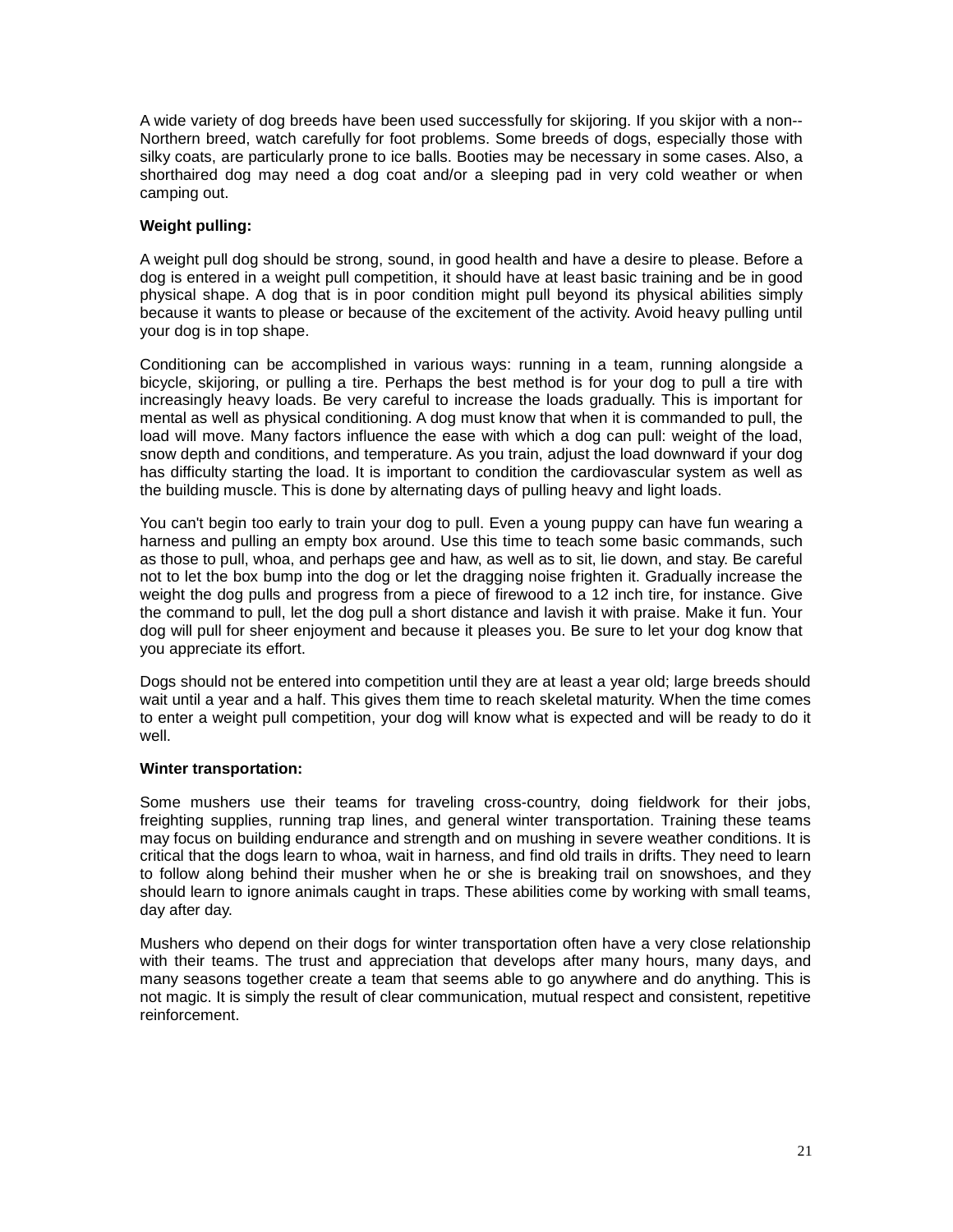A wide variety of dog breeds have been used successfully for skijoring. If you skijor with a non--Northern breed, watch carefully for foot problems. Some breeds of dogs, especially those with silky coats, are particularly prone to ice balls. Booties may be necessary in some cases. Also, a shorthaired dog may need a dog coat and/or a sleeping pad in very cold weather or when camping out.

**Weight pulling:**

A weight pull dog should be strong, sound, in good health and have a desire to please. Before a dog is entered in a weight pull competition, it should have at least basic training and be in good physical shape. A dog that is in poor condition might pull beyond its physical abilities simply because it wants to please or because of the excitement of the activity. Avoid heavy pulling until your dog is in top shape.

Conditioning can be accomplished in various ways: running in a team, running alongside a bicycle, skijoring, or pulling a tire. Perhaps the best method is for your dog to pull a tire with increasingly heavy loads. Be very careful to increase the loads gradually. This is important for mental as well as physical conditioning. A dog must know that when it is commanded to pull, the load will move. Many factors influence the ease with which a dog can pull: weight of the load, snow depth and conditions, and temperature. As you train, adjust the load downward if your dog has difficulty starting the load. It is important to condition the cardiovascular system as well as the building muscle. This is done by alternating days of pulling heavy and light loads.

You can't begin too early to train your dog to pull. Even a young puppy can have fun wearing a harness and pulling an empty box around. Use this time to teach some basic commands, such as those to pull, whoa, and perhaps gee and haw, as well as to sit, lie down, and stay. Be careful not to let the box bump into the dog or let the dragging noise frighten it. Gradually increase the weight the dog pulls and progress from a piece of firewood to a 12 inch tire, for instance. Give the command to pull, let the dog pull a short distance and lavish it with praise. Make it fun. Your dog will pull for sheer enjoyment and because it pleases you. Be sure to let your dog know that you appreciate its effort.

Dogs should not be entered into competition until they are at least a year old; large breeds should wait until a year and a half. This gives them time to reach skeletal maturity. When the time comes to enter a weight pull competition, your dog will know what is expected and will be ready to do it well.

**Winter transportation:**

Some mushers use their teams for traveling cross-country, doing fieldwork for their jobs, freighting supplies, running trap lines, and general winter transportation. Training these teams may focus on building endurance and strength and on mushing in severe weather conditions. It is critical that the dogs learn to whoa, wait in harness, and find old trails in drifts. They need to learn to follow along behind their musher when he or she is breaking trail on snowshoes, and they should learn to ignore animals caught in traps. These abilities come by working with small teams, day after day.

Mushers who depend on their dogs for winter transportation often have a very close relationship with their teams. The trust and appreciation that develops after many hours, many days, and many seasons together create a team that seems able to go anywhere and do anything. This is not magic. It is simply the result of clear communication, mutual respect and consistent, repetitive reinforcement.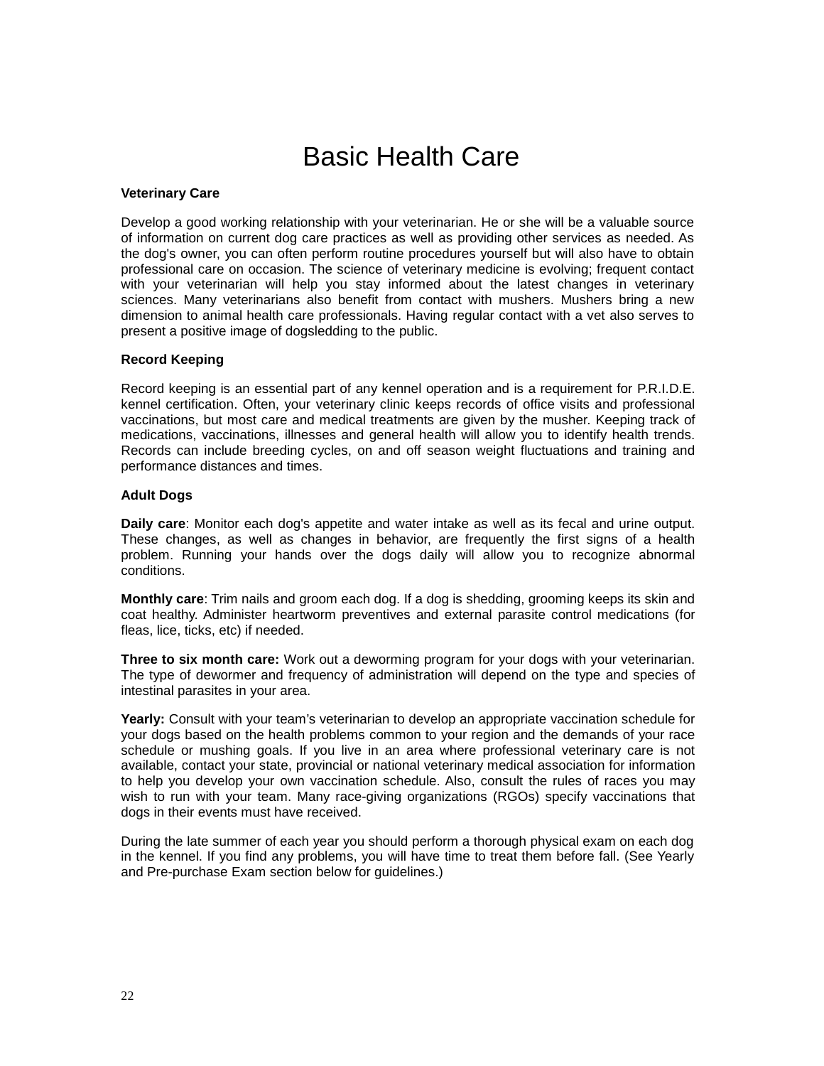# Basic Health Care

**Veterinary Care**

Develop a good working relationship with your veterinarian. He or she will be a valuable source of information on current dog care practices as well as providing other services as needed. As the dog's owner, you can often perform routine procedures yourself but will also have to obtain professional care on occasion. The science of veterinary medicine is evolving; frequent contact with your veterinarian will help you stay informed about the latest changes in veterinary sciences. Many veterinarians also benefit from contact with mushers. Mushers bring a new dimension to animal health care professionals. Having regular contact with a vet also serves to present a positive image of dogsledding to the public.

**Record Keeping**

Record keeping is an essential part of any kennel operation and is a requirement for P.R.I.D.E. kennel certification. Often, your veterinary clinic keeps records of office visits and professional vaccinations, but most care and medical treatments are given by the musher. Keeping track of medications, vaccinations, illnesses and general health will allow you to identify health trends. Records can include breeding cycles, on and off season weight fluctuations and training and performance distances and times.

**Adult Dogs**

**Daily care**: Monitor each dog's appetite and water intake as well as its fecal and urine output. These changes, as well as changes in behavior, are frequently the first signs of a health problem. Running your hands over the dogs daily will allow you to recognize abnormal conditions.

**Monthly care**: Trim nails and groom each dog. If a dog is shedding, grooming keeps its skin and coat healthy. Administer heartworm preventives and external parasite control medications (for fleas, lice, ticks, etc) if needed.

**Three to six month care:** Work out a deworming program for your dogs with your veterinarian. The type of dewormer and frequency of administration will depend on the type and species of intestinal parasites in your area.

**Yearly:** Consult with your team's veterinarian to develop an appropriate vaccination schedule for your dogs based on the health problems common to your region and the demands of your race schedule or mushing goals. If you live in an area where professional veterinary care is not available, contact your state, provincial or national veterinary medical association for information to help you develop your own vaccination schedule. Also, consult the rules of races you may wish to run with your team. Many race-giving organizations (RGOs) specify vaccinations that dogs in their events must have received.

During the late summer of each year you should perform a thorough physical exam on each dog in the kennel. If you find any problems, you will have time to treat them before fall. (See Yearly and Pre-purchase Exam section below for guidelines.)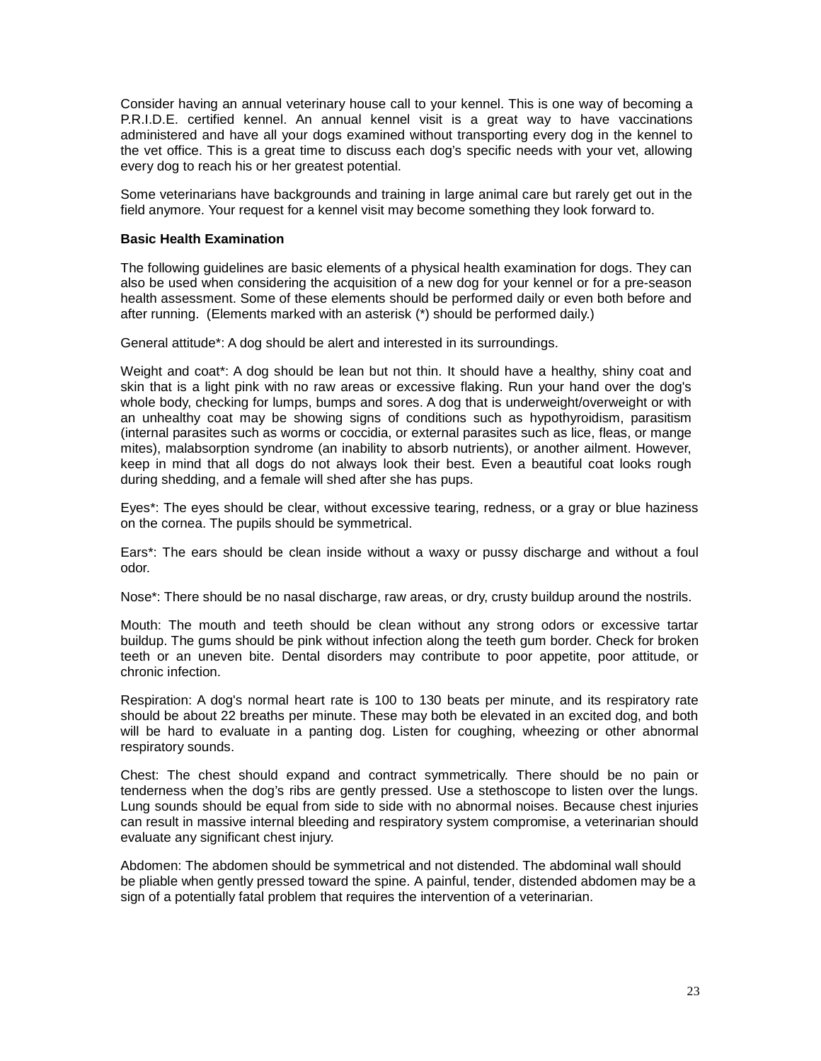Consider having an annual veterinary house call to your kennel. This is one way of becoming a P.R.I.D.E. certified kennel. An annual kennel visit is a great way to have vaccinations administered and have all your dogs examined without transporting every dog in the kennel to the vet office. This is a great time to discuss each dog's specific needs with your vet, allowing every dog to reach his or her greatest potential.

Some veterinarians have backgrounds and training in large animal care but rarely get out in the field anymore. Your request for a kennel visit may become something they look forward to.

**Basic Health Examination**

The following guidelines are basic elements of a physical health examination for dogs. They can also be used when considering the acquisition of a new dog for your kennel or for a pre-season health assessment. Some of these elements should be performed daily or even both before and after running. (Elements marked with an asterisk (*) should be performed daily.)

General attitude*: A dog should be alert and interested in its surroundings.

Weight and coat*: A dog should be lean but not thin. It should have a healthy, shiny coat and skin that is a light pink with no raw areas or excessive flaking. Run your hand over the dog's whole body, checking for lumps, bumps and sores. A dog that is underweight/overweight or with an unhealthy coat may be showing signs of conditions such as hypothyroidism, parasitism (internal parasites such as worms or coccidia, or external parasites such as lice, fleas, or mange mites), malabsorption syndrome (an inability to absorb nutrients), or another ailment. However, keep in mind that all dogs do not always look their best. Even a beautiful coat looks rough during shedding, and a female will shed after she has pups.

Eyes*: The eyes should be clear, without excessive tearing, redness, or a gray or blue haziness on the cornea. The pupils should be symmetrical.

Ears*: The ears should be clean inside without a waxy or pussy discharge and without a foul odor.

Nose*: There should be no nasal discharge, raw areas, or dry, crusty buildup around the nostrils.

Mouth: The mouth and teeth should be clean without any strong odors or excessive tartar buildup. The gums should be pink without infection along the teeth gum border. Check for broken teeth or an uneven bite. Dental disorders may contribute to poor appetite, poor attitude, or chronic infection.

Respiration: A dog's normal heart rate is 100 to 130 beats per minute, and its respiratory rate should be about 22 breaths per minute. These may both be elevated in an excited dog, and both will be hard to evaluate in a panting dog. Listen for coughing, wheezing or other abnormal respiratory sounds.

Chest: The chest should expand and contract symmetrically. There should be no pain or tenderness when the dog's ribs are gently pressed. Use a stethoscope to listen over the lungs. Lung sounds should be equal from side to side with no abnormal noises. Because chest injuries can result in massive internal bleeding and respiratory system compromise, a veterinarian should evaluate any significant chest injury.

Abdomen: The abdomen should be symmetrical and not distended. The abdominal wall should be pliable when gently pressed toward the spine. A painful, tender, distended abdomen may be a sign of a potentially fatal problem that requires the intervention of a veterinarian.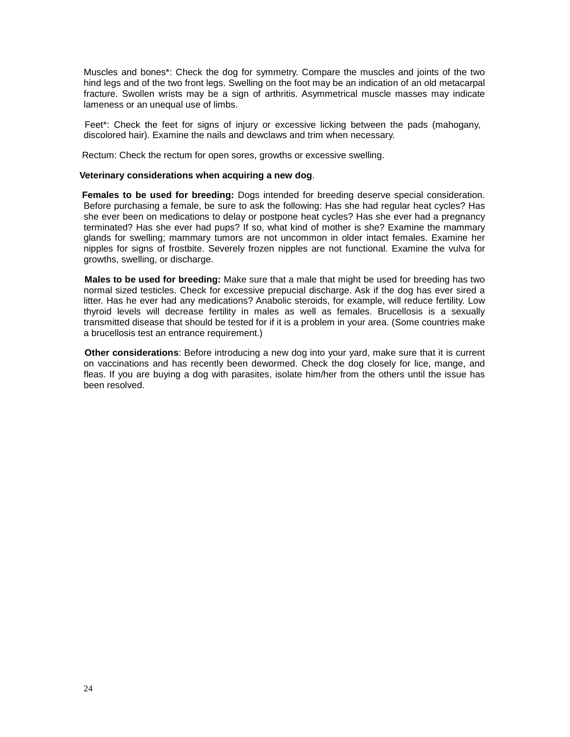Muscles and bones*: Check the dog for symmetry. Compare the muscles and joints of the two hind legs and of the two front legs. Swelling on the foot may be an indication of an old metacarpal fracture. Swollen wrists may be a sign of arthritis. Asymmetrical muscle masses may indicate lameness or an unequal use of limbs.

Feet*: Check the feet for signs of injury or excessive licking between the pads (mahogany, discolored hair). Examine the nails and dewclaws and trim when necessary.

Rectum: Check the rectum for open sores, growths or excessive swelling.

**Veterinary considerations when acquiring a new dog**.

**Females to be used for breeding:** Dogs intended for breeding deserve special consideration. Before purchasing a female, be sure to ask the following: Has she had regular heat cycles? Has she ever been on medications to delay or postpone heat cycles? Has she ever had a pregnancy terminated? Has she ever had pups? If so, what kind of mother is she? Examine the mammary glands for swelling; mammary tumors are not uncommon in older intact females. Examine her nipples for signs of frostbite. Severely frozen nipples are not functional. Examine the vulva for growths, swelling, or discharge.

**Males to be used for breeding:** Make sure that a male that might be used for breeding has two normal sized testicles. Check for excessive prepucial discharge. Ask if the dog has ever sired a litter. Has he ever had any medications? Anabolic steroids, for example, will reduce fertility. Low thyroid levels will decrease fertility in males as well as females. Brucellosis is a sexually transmitted disease that should be tested for if it is a problem in your area. (Some countries make a brucellosis test an entrance requirement.)

**Other considerations**: Before introducing a new dog into your yard, make sure that it is current on vaccinations and has recently been dewormed. Check the dog closely for lice, mange, and fleas. If you are buying a dog with parasites, isolate him/her from the others until the issue has been resolved.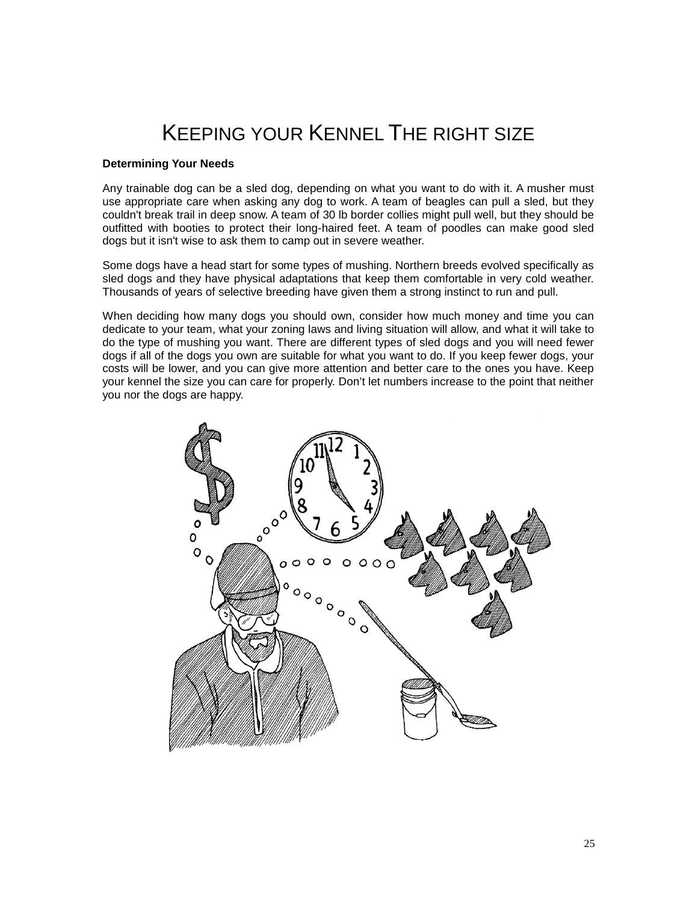# KEEPING YOUR KENNEL THE RIGHT SIZE

**Determining Your Needs**

Any trainable dog can be a sled dog, depending on what you want to do with it. A musher must use appropriate care when asking any dog to work. A team of beagles can pull a sled, but they couldn't break trail in deep snow. A team of 30 lb border collies might pull well, but they should be outfitted with booties to protect their long-haired feet. A team of poodles can make good sled dogs but it isn't wise to ask them to camp out in severe weather.

Some dogs have a head start for some types of mushing. Northern breeds evolved specifically as sled dogs and they have physical adaptations that keep them comfortable in very cold weather. Thousands of years of selective breeding have given them a strong instinct to run and pull.

When deciding how many dogs you should own, consider how much money and time you can dedicate to your team, what your zoning laws and living situation will allow, and what it will take to do the type of mushing you want. There are different types of sled dogs and you will need fewer dogs if all of the dogs you own are suitable for what you want to do. If you keep fewer dogs, your costs will be lower, and you can give more attention and better care to the ones you have. Keep your kennel the size you can care for properly. Don't let numbers increase to the point that neither you nor the dogs are happy.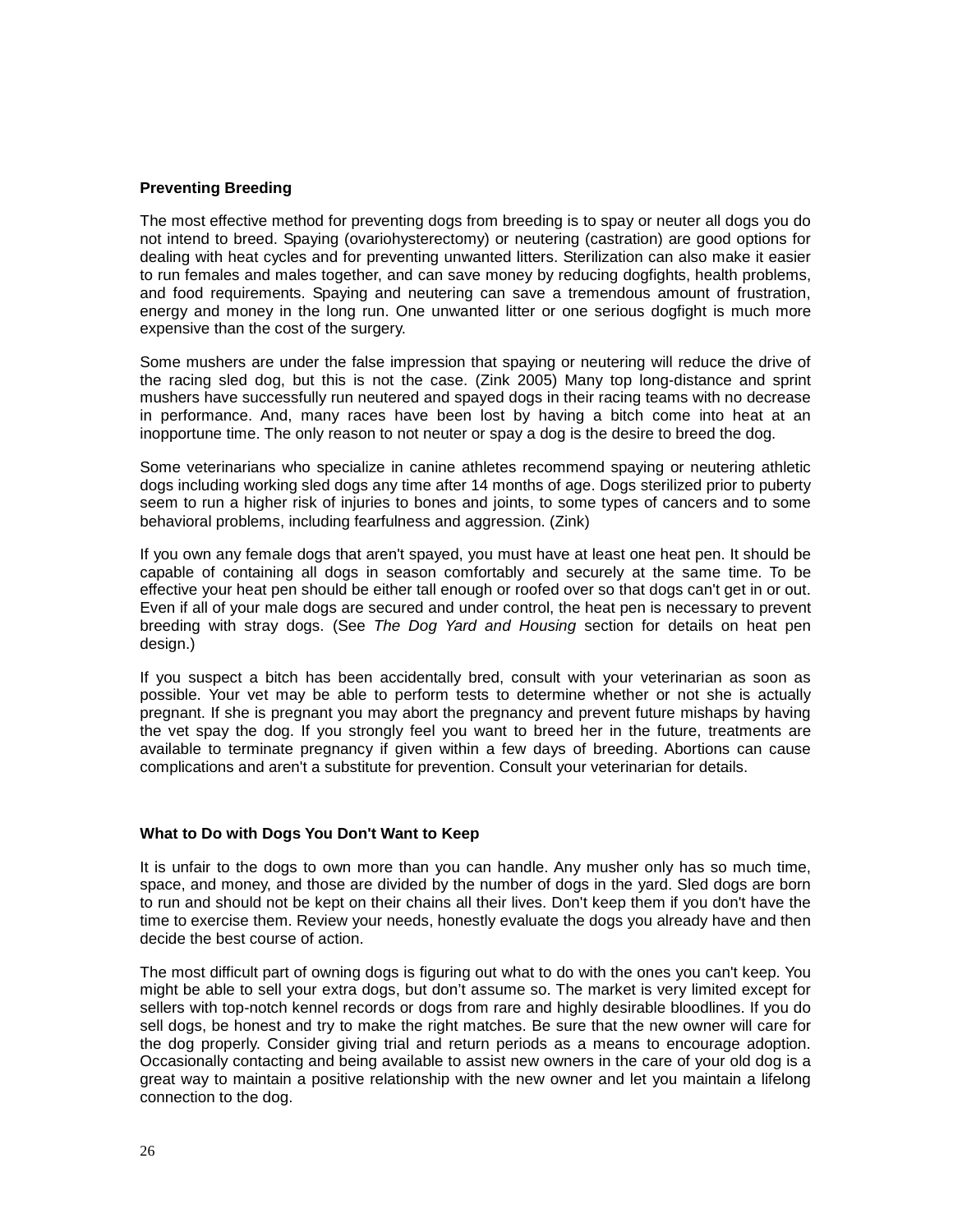**Preventing Breeding**

The most effective method for preventing dogs from breeding is to spay or neuter all dogs you do not intend to breed. Spaying (ovariohysterectomy) or neutering (castration) are good options for dealing with heat cycles and for preventing unwanted litters. Sterilization can also make it easier to run females and males together, and can save money by reducing dogfights, health problems, and food requirements. Spaying and neutering can save a tremendous amount of frustration, energy and money in the long run. One unwanted litter or one serious dogfight is much more expensive than the cost of the surgery.

Some mushers are under the false impression that spaying or neutering will reduce the drive of the racing sled dog, but this is not the case. (Zink 2005) Many top long-distance and sprint mushers have successfully run neutered and spayed dogs in their racing teams with no decrease in performance. And, many races have been lost by having a bitch come into heat at an inopportune time. The only reason to not neuter or spay a dog is the desire to breed the dog.

Some veterinarians who specialize in canine athletes recommend spaying or neutering athletic dogs including working sled dogs any time after 14 months of age. Dogs sterilized prior to puberty seem to run a higher risk of injuries to bones and joints, to some types of cancers and to some behavioral problems, including fearfulness and aggression. (Zink)

If you own any female dogs that aren't spayed, you must have at least one heat pen. It should be capable of containing all dogs in season comfortably and securely at the same time. To be effective your heat pen should be either tall enough or roofed over so that dogs can't get in or out. Even if all of your male dogs are secured and under control, the heat pen is necessary to prevent breeding with stray dogs. (See *The Dog Yard and Housing* section for details on heat pen design.)

If you suspect a bitch has been accidentally bred, consult with your veterinarian as soon as possible. Your vet may be able to perform tests to determine whether or not she is actually pregnant. If she is pregnant you may abort the pregnancy and prevent future mishaps by having the vet spay the dog. If you strongly feel you want to breed her in the future, treatments are available to terminate pregnancy if given within a few days of breeding. Abortions can cause complications and aren't a substitute for prevention. Consult your veterinarian for details.

**What to Do with Dogs You Don't Want to Keep**

It is unfair to the dogs to own more than you can handle. Any musher only has so much time, space, and money, and those are divided by the number of dogs in the yard. Sled dogs are born to run and should not be kept on their chains all their lives. Don't keep them if you don't have the time to exercise them. Review your needs, honestly evaluate the dogs you already have and then decide the best course of action.

The most difficult part of owning dogs is figuring out what to do with the ones you can't keep. You might be able to sell your extra dogs, but don’t assume so. The market is very limited except for sellers with top-notch kennel records or dogs from rare and highly desirable bloodlines. If you do sell dogs, be honest and try to make the right matches. Be sure that the new owner will care for the dog properly. Consider giving trial and return periods as a means to encourage adoption. Occasionally contacting and being available to assist new owners in the care of your old dog is a great way to maintain a positive relationship with the new owner and let you maintain a lifelong connection to the dog.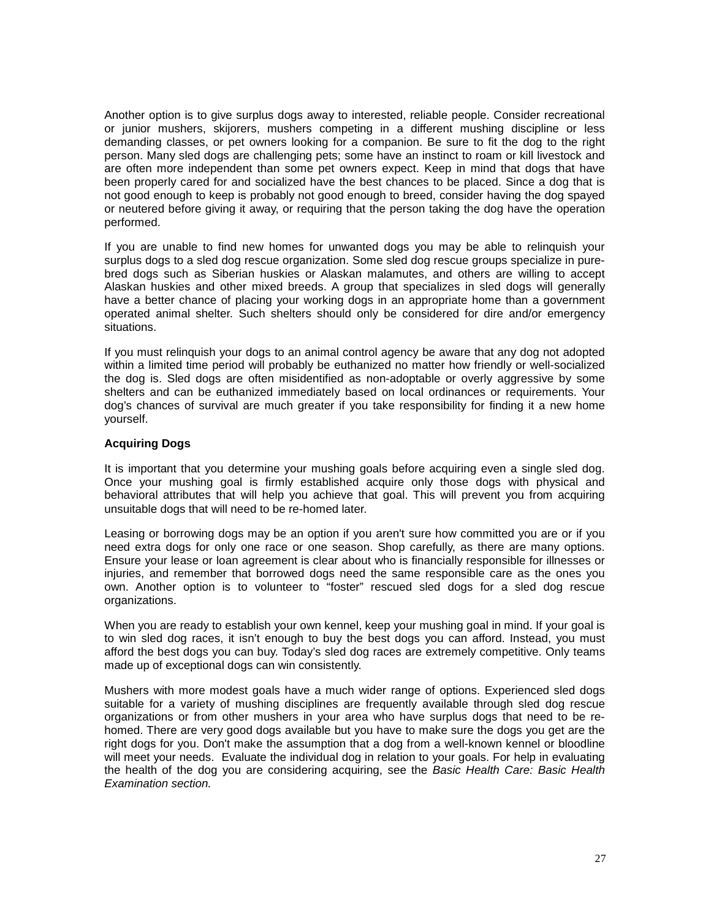Another option is to give surplus dogs away to interested, reliable people. Consider recreational or junior mushers, skijorers, mushers competing in a different mushing discipline or less demanding classes, or pet owners looking for a companion. Be sure to fit the dog to the right person. Many sled dogs are challenging pets; some have an instinct to roam or kill livestock and are often more independent than some pet owners expect. Keep in mind that dogs that have been properly cared for and socialized have the best chances to be placed. Since a dog that is not good enough to keep is probably not good enough to breed, consider having the dog spayed or neutered before giving it away, or requiring that the person taking the dog have the operation performed.

If you are unable to find new homes for unwanted dogs you may be able to relinquish your surplus dogs to a sled dog rescue organization. Some sled dog rescue groups specialize in pure-bred dogs such as Siberian huskies or Alaskan malamutes, and others are willing to accept Alaskan huskies and other mixed breeds. A group that specializes in sled dogs will generally have a better chance of placing your working dogs in an appropriate home than a government operated animal shelter. Such shelters should only be considered for dire and/or emergency situations.

If you must relinquish your dogs to an animal control agency be aware that any dog not adopted within a limited time period will probably be euthanized no matter how friendly or well-socialized the dog is. Sled dogs are often misidentified as non-adoptable or overly aggressive by some shelters and can be euthanized immediately based on local ordinances or requirements. Your dog's chances of survival are much greater if you take responsibility for finding it a new home yourself.

**Acquiring Dogs**

It is important that you determine your mushing goals before acquiring even a single sled dog. Once your mushing goal is firmly established acquire only those dogs with physical and behavioral attributes that will help you achieve that goal. This will prevent you from acquiring unsuitable dogs that will need to be re-homed later.

Leasing or borrowing dogs may be an option if you aren't sure how committed you are or if you need extra dogs for only one race or one season. Shop carefully, as there are many options. Ensure your lease or loan agreement is clear about who is financially responsible for illnesses or injuries, and remember that borrowed dogs need the same responsible care as the ones you own. Another option is to volunteer to "foster" rescued sled dogs for a sled dog rescue organizations.

When you are ready to establish your own kennel, keep your mushing goal in mind. If your goal is to win sled dog races, it isn't enough to buy the best dogs you can afford. Instead, you must afford the best dogs you can buy. Today's sled dog races are extremely competitive. Only teams made up of exceptional dogs can win consistently.

Mushers with more modest goals have a much wider range of options. Experienced sled dogs suitable for a variety of mushing disciplines are frequently available through sled dog rescue organizations or from other mushers in your area who have surplus dogs that need to be re-homed. There are very good dogs available but you have to make sure the dogs you get are the right dogs for you. Don't make the assumption that a dog from a well-known kennel or bloodline will meet your needs. Evaluate the individual dog in relation to your goals. For help in evaluating the health of the dog you are considering acquiring, see the *Basic Health Care: Basic Health Examination section.*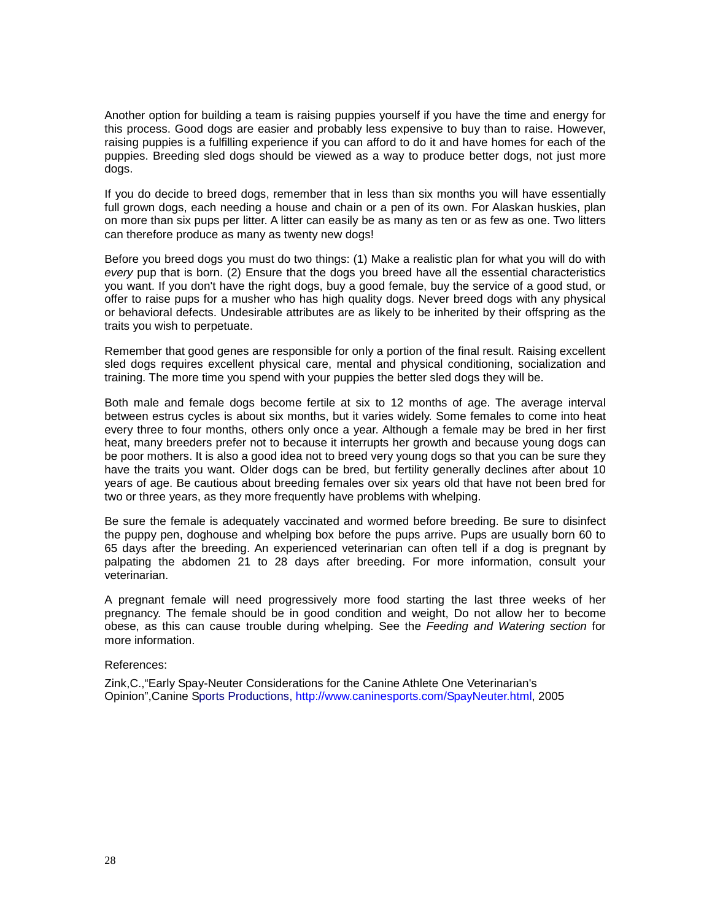Another option for building a team is raising puppies yourself if you have the time and energy for this process. Good dogs are easier and probably less expensive to buy than to raise. However, raising puppies is a fulfilling experience if you can afford to do it and have homes for each of the puppies. Breeding sled dogs should be viewed as a way to produce better dogs, not just more dogs.

If you do decide to breed dogs, remember that in less than six months you will have essentially full grown dogs, each needing a house and chain or a pen of its own. For Alaskan huskies, plan on more than six pups per litter. A litter can easily be as many as ten or as few as one. Two litters can therefore produce as many as twenty new dogs!

Before you breed dogs you must do two things: (1) Make a realistic plan for what you will do with *every* pup that is born. (2) Ensure that the dogs you breed have all the essential characteristics you want. If you don't have the right dogs, buy a good female, buy the service of a good stud, or offer to raise pups for a musher who has high quality dogs. Never breed dogs with any physical or behavioral defects. Undesirable attributes are as likely to be inherited by their offspring as the traits you wish to perpetuate.

Remember that good genes are responsible for only a portion of the final result. Raising excellent sled dogs requires excellent physical care, mental and physical conditioning, socialization and training. The more time you spend with your puppies the better sled dogs they will be.

Both male and female dogs become fertile at six to 12 months of age. The average interval between estrus cycles is about six months, but it varies widely. Some females to come into heat every three to four months, others only once a year. Although a female may be bred in her first heat, many breeders prefer not to because it interrupts her growth and because young dogs can be poor mothers. It is also a good idea not to breed very young dogs so that you can be sure they have the traits you want. Older dogs can be bred, but fertility generally declines after about 10 years of age. Be cautious about breeding females over six years old that have not been bred for two or three years, as they more frequently have problems with whelping.

Be sure the female is adequately vaccinated and wormed before breeding. Be sure to disinfect the puppy pen, doghouse and whelping box before the pups arrive. Pups are usually born 60 to 65 days after the breeding. An experienced veterinarian can often tell if a dog is pregnant by palpating the abdomen 21 to 28 days after breeding. For more information, consult your veterinarian.

A pregnant female will need progressively more food starting the last three weeks of her pregnancy. The female should be in good condition and weight, Do not allow her to become obese, as this can cause trouble during whelping. See the *Feeding and Watering section* for more information.

References:

Zink,C.,"Early Spay-Neuter Considerations for the Canine Athlete One Veterinarian's Opinion",Canine Sports Productions, http://www.caninesports.com/SpayNeuter.html, 2005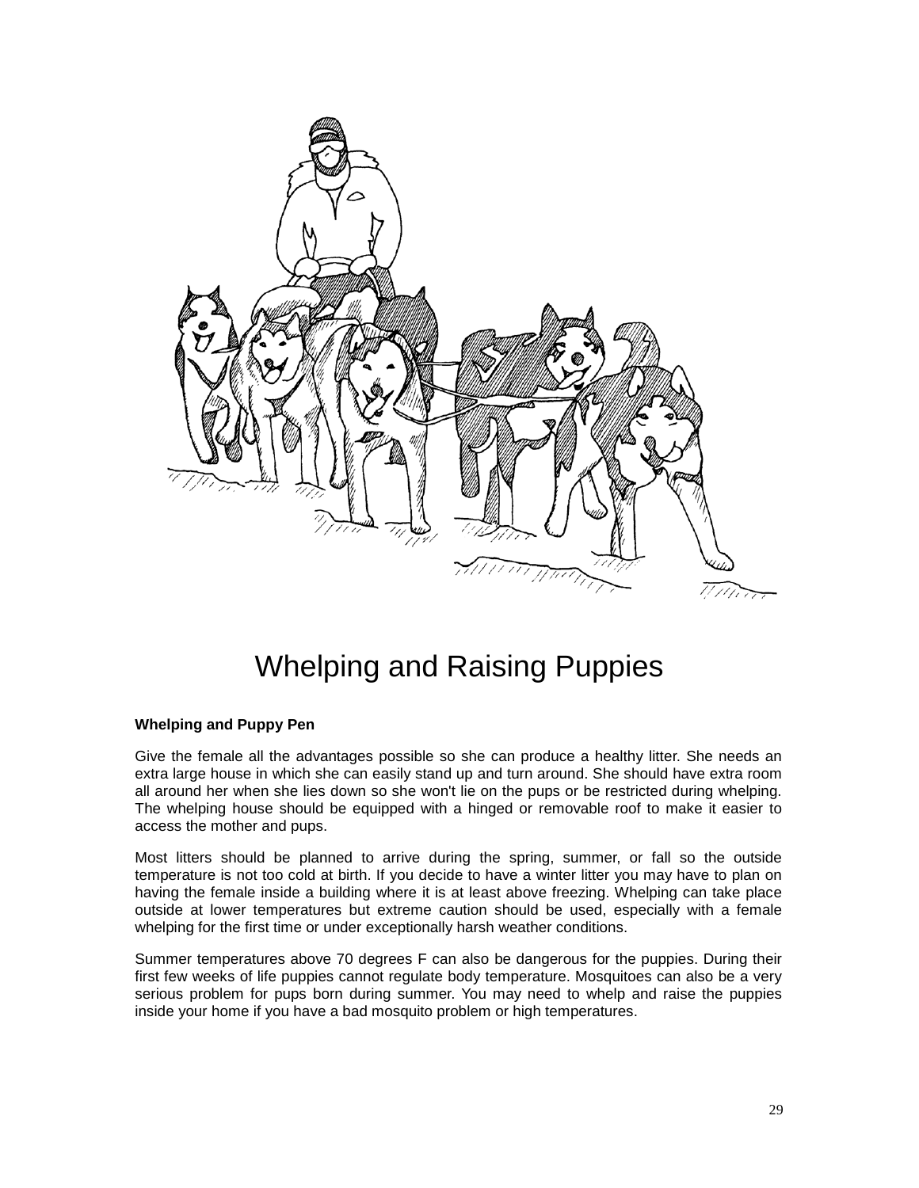# Whelping and Raising Puppies

**Whelping and Puppy Pen**

Give the female all the advantages possible so she can produce a healthy litter. She needs an extra large house in which she can easily stand up and turn around. She should have extra room all around her when she lies down so she won't lie on the pups or be restricted during whelping. The whelping house should be equipped with a hinged or removable roof to make it easier to access the mother and pups.

Most litters should be planned to arrive during the spring, summer, or fall so the outside temperature is not too cold at birth. If you decide to have a winter litter you may have to plan on having the female inside a building where it is at least above freezing. Whelping can take place outside at lower temperatures but extreme caution should be used, especially with a female whelping for the first time or under exceptionally harsh weather conditions.

Summer temperatures above 70 degrees F can also be dangerous for the puppies. During their first few weeks of life puppies cannot regulate body temperature. Mosquitoes can also be a very serious problem for pups born during summer. You may need to whelp and raise the puppies inside your home if you have a bad mosquito problem or high temperatures.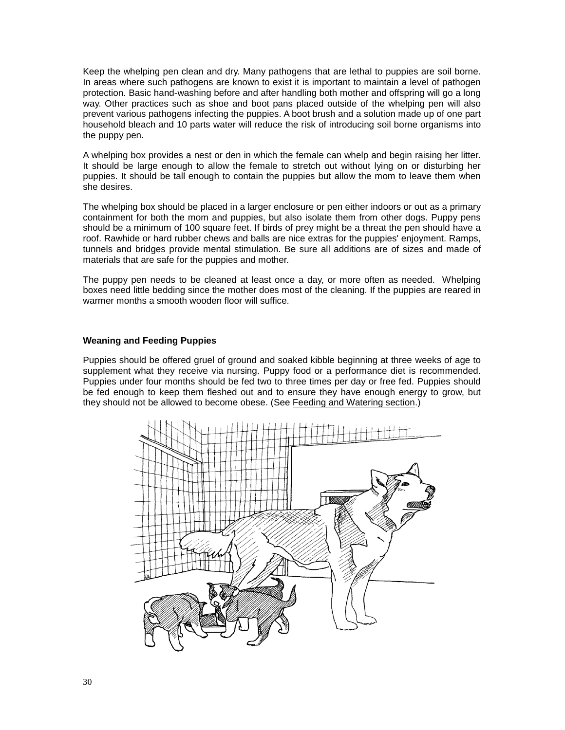Keep the whelping pen clean and dry. Many pathogens that are lethal to puppies are soil borne. In areas where such pathogens are known to exist it is important to maintain a level of pathogen protection. Basic hand-washing before and after handling both mother and offspring will go a long way. Other practices such as shoe and boot pans placed outside of the whelping pen will also prevent various pathogens infecting the puppies. A boot brush and a solution made up of one part household bleach and 10 parts water will reduce the risk of introducing soil borne organisms into the puppy pen.

A whelping box provides a nest or den in which the female can whelp and begin raising her litter. It should be large enough to allow the female to stretch out without lying on or disturbing her puppies. It should be tall enough to contain the puppies but allow the mom to leave them when she desires.

The whelping box should be placed in a larger enclosure or pen either indoors or out as a primary containment for both the mom and puppies, but also isolate them from other dogs. Puppy pens should be a minimum of 100 square feet. If birds of prey might be a threat the pen should have a roof. Rawhide or hard rubber chews and balls are nice extras for the puppies' enjoyment. Ramps, tunnels and bridges provide mental stimulation. Be sure all additions are of sizes and made of materials that are safe for the puppies and mother.

The puppy pen needs to be cleaned at least once a day, or more often as needed. Whelping boxes need little bedding since the mother does most of the cleaning. If the puppies are reared in warmer months a smooth wooden floor will suffice.

**Weaning and Feeding Puppies**

Puppies should be offered gruel of ground and soaked kibble beginning at three weeks of age to supplement what they receive via nursing. Puppy food or a performance diet is recommended. Puppies under four months should be fed two to three times per day or free fed. Puppies should be fed enough to keep them fleshed out and to ensure they have enough energy to grow, but they should not be allowed to become obese. (See Feeding and Watering section.)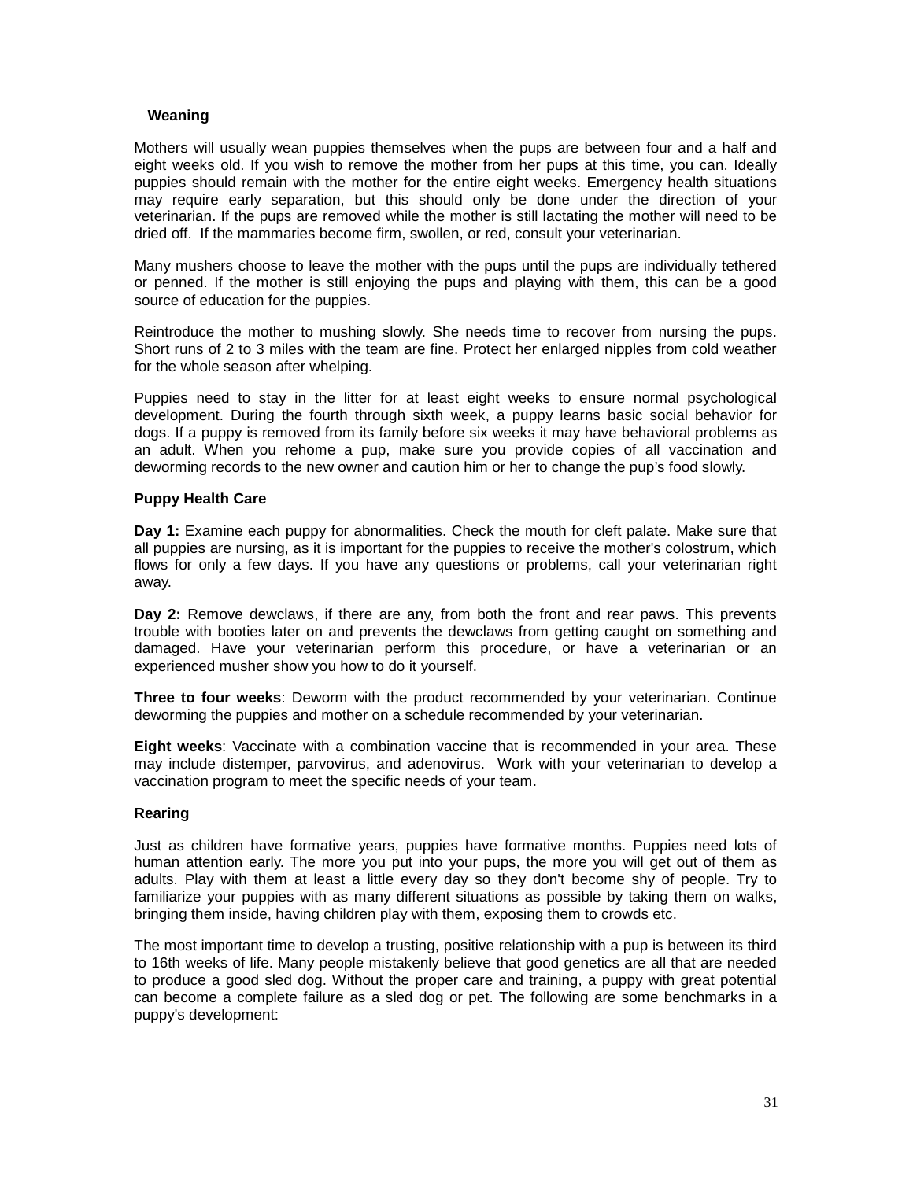**Weaning**

Mothers will usually wean puppies themselves when the pups are between four and a half and eight weeks old. If you wish to remove the mother from her pups at this time, you can. Ideally puppies should remain with the mother for the entire eight weeks. Emergency health situations may require early separation, but this should only be done under the direction of your veterinarian. If the pups are removed while the mother is still lactating the mother will need to be dried off. If the mammaries become firm, swollen, or red, consult your veterinarian.

Many mushers choose to leave the mother with the pups until the pups are individually tethered or penned. If the mother is still enjoying the pups and playing with them, this can be a good source of education for the puppies.

Reintroduce the mother to mushing slowly. She needs time to recover from nursing the pups. Short runs of 2 to 3 miles with the team are fine. Protect her enlarged nipples from cold weather for the whole season after whelping.

Puppies need to stay in the litter for at least eight weeks to ensure normal psychological development. During the fourth through sixth week, a puppy learns basic social behavior for dogs. If a puppy is removed from its family before six weeks it may have behavioral problems as an adult. When you rehome a pup, make sure you provide copies of all vaccination and deworming records to the new owner and caution him or her to change the pup's food slowly.

**Puppy Health Care**

**Day 1:** Examine each puppy for abnormalities. Check the mouth for cleft palate. Make sure that all puppies are nursing, as it is important for the puppies to receive the mother's colostrum, which flows for only a few days. If you have any questions or problems, call your veterinarian right away.

**Day 2:** Remove dewclaws, if there are any, from both the front and rear paws. This prevents trouble with booties later on and prevents the dewclaws from getting caught on something and damaged. Have your veterinarian perform this procedure, or have a veterinarian or an experienced musher show you how to do it yourself.

**Three to four weeks**: Deworm with the product recommended by your veterinarian. Continue deworming the puppies and mother on a schedule recommended by your veterinarian.

**Eight weeks**: Vaccinate with a combination vaccine that is recommended in your area. These may include distemper, parvovirus, and adenovirus. Work with your veterinarian to develop a vaccination program to meet the specific needs of your team.

**Rearing**

Just as children have formative years, puppies have formative months. Puppies need lots of human attention early. The more you put into your pups, the more you will get out of them as adults. Play with them at least a little every day so they don't become shy of people. Try to familiarize your puppies with as many different situations as possible by taking them on walks, bringing them inside, having children play with them, exposing them to crowds etc.

The most important time to develop a trusting, positive relationship with a pup is between its third to 16th weeks of life. Many people mistakenly believe that good genetics are all that are needed to produce a good sled dog. Without the proper care and training, a puppy with great potential can become a complete failure as a sled dog or pet. The following are some benchmarks in a puppy's development: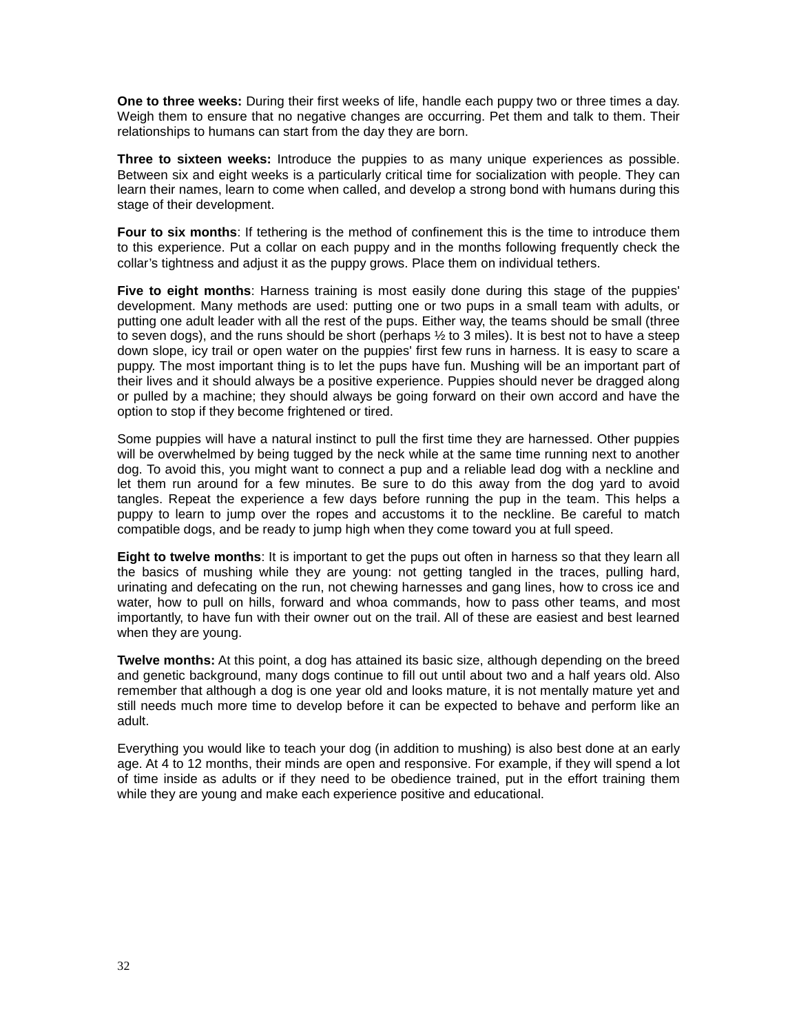**One to three weeks:** During their first weeks of life, handle each puppy two or three times a day. Weigh them to ensure that no negative changes are occurring. Pet them and talk to them. Their relationships to humans can start from the day they are born.

**Three to sixteen weeks:** Introduce the puppies to as many unique experiences as possible. Between six and eight weeks is a particularly critical time for socialization with people. They can learn their names, learn to come when called, and develop a strong bond with humans during this stage of their development.

**Four to six months**: If tethering is the method of confinement this is the time to introduce them to this experience. Put a collar on each puppy and in the months following frequently check the collar's tightness and adjust it as the puppy grows. Place them on individual tethers.

**Five to eight months**: Harness training is most easily done during this stage of the puppies' development. Many methods are used: putting one or two pups in a small team with adults, or putting one adult leader with all the rest of the pups. Either way, the teams should be small (three to seven dogs), and the runs should be short (perhaps ½ to 3 miles). It is best not to have a steep down slope, icy trail or open water on the puppies' first few runs in harness. It is easy to scare a puppy. The most important thing is to let the pups have fun. Mushing will be an important part of their lives and it should always be a positive experience. Puppies should never be dragged along or pulled by a machine; they should always be going forward on their own accord and have the option to stop if they become frightened or tired.

Some puppies will have a natural instinct to pull the first time they are harnessed. Other puppies will be overwhelmed by being tugged by the neck while at the same time running next to another dog. To avoid this, you might want to connect a pup and a reliable lead dog with a neckline and let them run around for a few minutes. Be sure to do this away from the dog yard to avoid tangles. Repeat the experience a few days before running the pup in the team. This helps a puppy to learn to jump over the ropes and accustoms it to the neckline. Be careful to match compatible dogs, and be ready to jump high when they come toward you at full speed.

**Eight to twelve months**: It is important to get the pups out often in harness so that they learn all the basics of mushing while they are young: not getting tangled in the traces, pulling hard, urinating and defecating on the run, not chewing harnesses and gang lines, how to cross ice and water, how to pull on hills, forward and whoa commands, how to pass other teams, and most importantly, to have fun with their owner out on the trail. All of these are easiest and best learned when they are young.

**Twelve months:** At this point, a dog has attained its basic size, although depending on the breed and genetic background, many dogs continue to fill out until about two and a half years old. Also remember that although a dog is one year old and looks mature, it is not mentally mature yet and still needs much more time to develop before it can be expected to behave and perform like an adult.

Everything you would like to teach your dog (in addition to mushing) is also best done at an early age. At 4 to 12 months, their minds are open and responsive. For example, if they will spend a lot of time inside as adults or if they need to be obedience trained, put in the effort training them while they are young and make each experience positive and educational.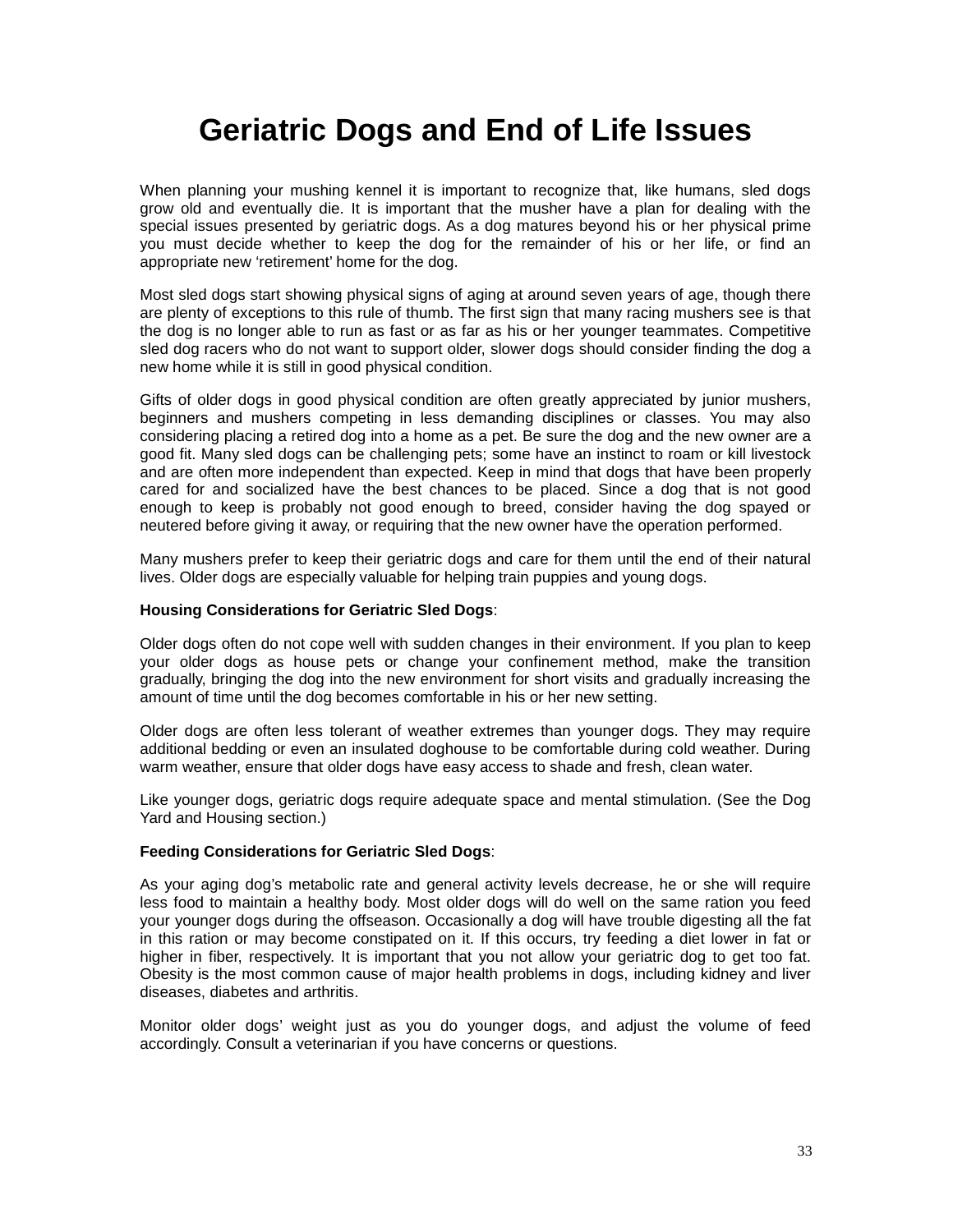# Geriatric Dogs and End of Life Issues

When planning your mushing kennel it is important to recognize that, like humans, sled dogs grow old and eventually die. It is important that the musher have a plan for dealing with the special issues presented by geriatric dogs. As a dog matures beyond his or her physical prime you must decide whether to keep the dog for the remainder of his or her life, or find an appropriate new 'retirement' home for the dog.

Most sled dogs start showing physical signs of aging at around seven years of age, though there are plenty of exceptions to this rule of thumb. The first sign that many racing mushers see is that the dog is no longer able to run as fast or as far as his or her younger teammates. Competitive sled dog racers who do not want to support older, slower dogs should consider finding the dog a new home while it is still in good physical condition.

Gifts of older dogs in good physical condition are often greatly appreciated by junior mushers, beginners and mushers competing in less demanding disciplines or classes. You may also considering placing a retired dog into a home as a pet. Be sure the dog and the new owner are a good fit. Many sled dogs can be challenging pets; some have an instinct to roam or kill livestock and are often more independent than expected. Keep in mind that dogs that have been properly cared for and socialized have the best chances to be placed. Since a dog that is not good enough to keep is probably not good enough to breed, consider having the dog spayed or neutered before giving it away, or requiring that the new owner have the operation performed.

Many mushers prefer to keep their geriatric dogs and care for them until the end of their natural lives. Older dogs are especially valuable for helping train puppies and young dogs.

**Housing Considerations for Geriatric Sled Dogs**:

Older dogs often do not cope well with sudden changes in their environment. If you plan to keep your older dogs as house pets or change your confinement method, make the transition gradually, bringing the dog into the new environment for short visits and gradually increasing the amount of time until the dog becomes comfortable in his or her new setting.

Older dogs are often less tolerant of weather extremes than younger dogs. They may require additional bedding or even an insulated doghouse to be comfortable during cold weather. During warm weather, ensure that older dogs have easy access to shade and fresh, clean water.

Like younger dogs, geriatric dogs require adequate space and mental stimulation. (See the Dog Yard and Housing section.)

**Feeding Considerations for Geriatric Sled Dogs**:

As your aging dog's metabolic rate and general activity levels decrease, he or she will require less food to maintain a healthy body. Most older dogs will do well on the same ration you feed your younger dogs during the offseason. Occasionally a dog will have trouble digesting all the fat in this ration or may become constipated on it. If this occurs, try feeding a diet lower in fat or higher in fiber, respectively. It is important that you not allow your geriatric dog to get too fat. Obesity is the most common cause of major health problems in dogs, including kidney and liver diseases, diabetes and arthritis.

Monitor older dogs' weight just as you do younger dogs, and adjust the volume of feed accordingly. Consult a veterinarian if you have concerns or questions.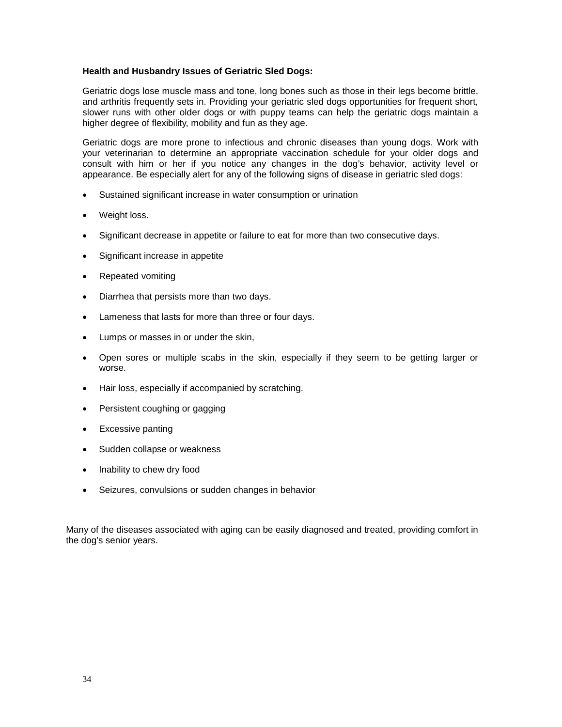**Health and Husbandry Issues of Geriatric Sled Dogs:**

Geriatric dogs lose muscle mass and tone, long bones such as those in their legs become brittle, and arthritis frequently sets in. Providing your geriatric sled dogs opportunities for frequent short, slower runs with other older dogs or with puppy teams can help the geriatric dogs maintain a higher degree of flexibility, mobility and fun as they age.

Geriatric dogs are more prone to infectious and chronic diseases than young dogs. Work with your veterinarian to determine an appropriate vaccination schedule for your older dogs and consult with him or her if you notice any changes in the dog's behavior, activity level or appearance. Be especially alert for any of the following signs of disease in geriatric sled dogs:

- Sustained significant increase in water consumption or urination
- Weight loss.
- Significant decrease in appetite or failure to eat for more than two consecutive days.
- Significant increase in appetite
- Repeated vomiting
- Diarrhea that persists more than two days.
- Lameness that lasts for more than three or four days.
- Lumps or masses in or under the skin,
- Open sores or multiple scabs in the skin, especially if they seem to be getting larger or worse.
- Hair loss, especially if accompanied by scratching.
- Persistent coughing or gagging
- Excessive panting
- Sudden collapse or weakness
- Inability to chew dry food
- Seizures, convulsions or sudden changes in behavior

Many of the diseases associated with aging can be easily diagnosed and treated, providing comfort in the dog's senior years.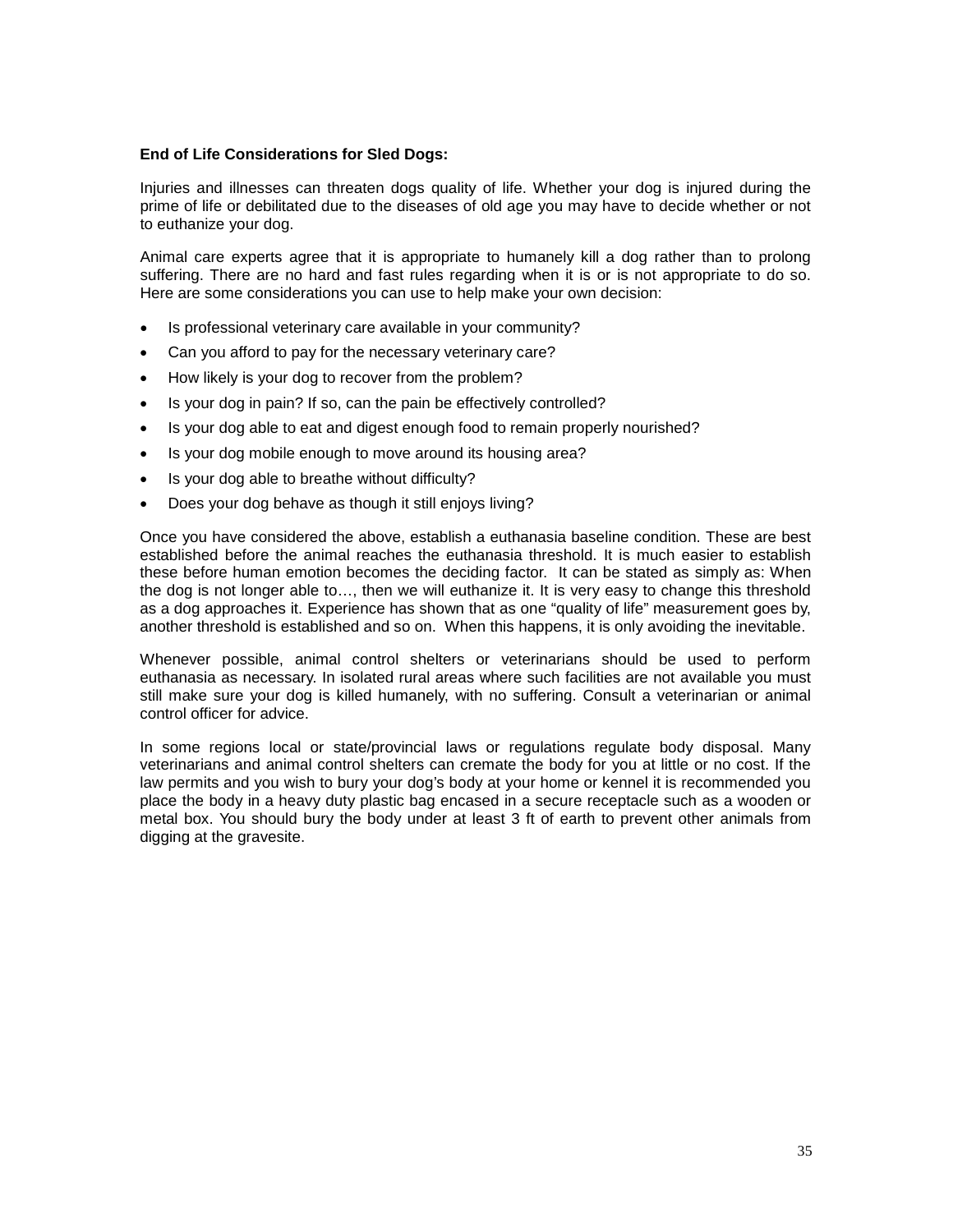**End of Life Considerations for Sled Dogs:**

Injuries and illnesses can threaten dogs quality of life. Whether your dog is injured during the prime of life or debilitated due to the diseases of old age you may have to decide whether or not to euthanize your dog.

Animal care experts agree that it is appropriate to humanely kill a dog rather than to prolong suffering. There are no hard and fast rules regarding when it is or is not appropriate to do so. Here are some considerations you can use to help make your own decision:

- Is professional veterinary care available in your community?
- Can you afford to pay for the necessary veterinary care?
- How likely is your dog to recover from the problem?
- Is your dog in pain? If so, can the pain be effectively controlled?
- Is your dog able to eat and digest enough food to remain properly nourished?
- Is your dog mobile enough to move around its housing area?
- Is your dog able to breathe without difficulty?
- Does your dog behave as though it still enjoys living?

Once you have considered the above, establish a euthanasia baseline condition. These are best established before the animal reaches the euthanasia threshold. It is much easier to establish these before human emotion becomes the deciding factor. It can be stated as simply as: When the dog is not longer able to…, then we will euthanize it. It is very easy to change this threshold as a dog approaches it. Experience has shown that as one "quality of life" measurement goes by, another threshold is established and so on. When this happens, it is only avoiding the inevitable.

Whenever possible, animal control shelters or veterinarians should be used to perform euthanasia as necessary. In isolated rural areas where such facilities are not available you must still make sure your dog is killed humanely, with no suffering. Consult a veterinarian or animal control officer for advice.

In some regions local or state/provincial laws or regulations regulate body disposal. Many veterinarians and animal control shelters can cremate the body for you at little or no cost. If the law permits and you wish to bury your dog's body at your home or kennel it is recommended you place the body in a heavy duty plastic bag encased in a secure receptacle such as a wooden or metal box. You should bury the body under at least 3 ft of earth to prevent other animals from digging at the gravesite.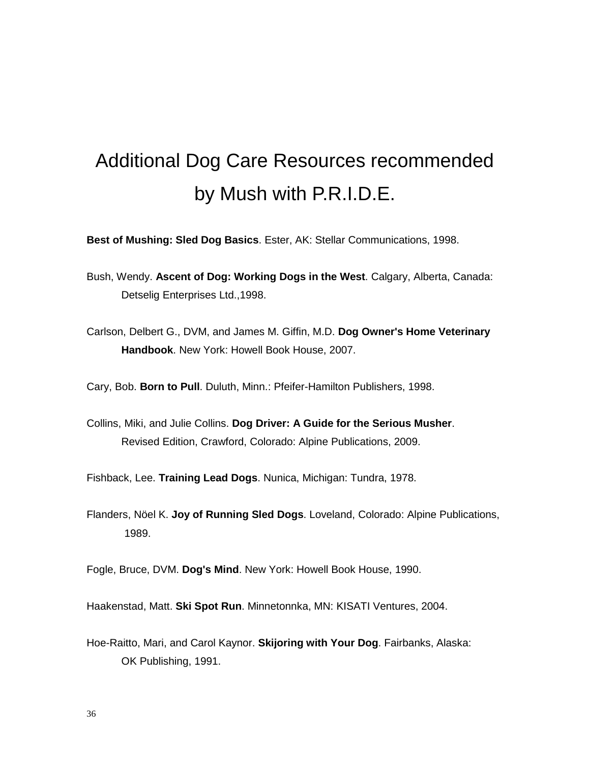# Additional Dog Care Resources recommended by Mush with P.R.I.D.E.

**Best of Mushing: Sled Dog Basics**. Ester, AK: Stellar Communications, 1998.

Bush, Wendy. **Ascent of Dog: Working Dogs in the West**. Calgary, Alberta, Canada: Detselig Enterprises Ltd.,1998.

Carlson, Delbert G., DVM, and James M. Giffin, M.D. **Dog Owner's Home Veterinary Handbook**. New York: Howell Book House, 2007.

Cary, Bob. **Born to Pull**. Duluth, Minn.: Pfeifer-Hamilton Publishers, 1998.

Collins, Miki, and Julie Collins. **Dog Driver: A Guide for the Serious Musher**. Revised Edition, Crawford, Colorado: Alpine Publications, 2009.

Fishback, Lee. **Training Lead Dogs**. Nunica, Michigan: Tundra, 1978.

Flanders, Nöel K. **Joy of Running Sled Dogs**. Loveland, Colorado: Alpine Publications, 1989.

Fogle, Bruce, DVM. **Dog's Mind**. New York: Howell Book House, 1990.

Haakenstad, Matt. **Ski Spot Run**. Minnetonnka, MN: KISATI Ventures, 2004.

Hoe-Raitto, Mari, and Carol Kaynor. **Skijoring with Your Dog**. Fairbanks, Alaska: OK Publishing, 1991.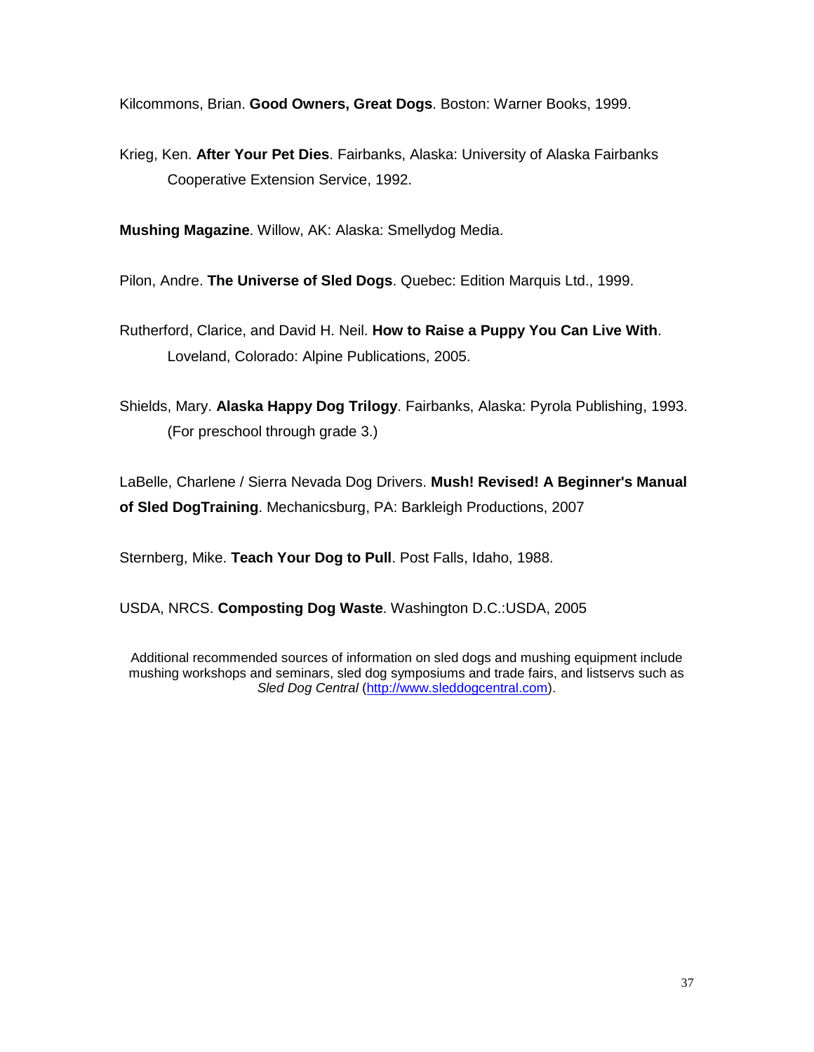Kilcommons, Brian. **Good Owners, Great Dogs**. Boston: Warner Books, 1999.

Krieg, Ken. **After Your Pet Dies**. Fairbanks, Alaska: University of Alaska Fairbanks Cooperative Extension Service, 1992.

**Mushing Magazine**. Willow, AK: Alaska: Smellydog Media.

Pilon, Andre. **The Universe of Sled Dogs**. Quebec: Edition Marquis Ltd., 1999.

Rutherford, Clarice, and David H. Neil. **How to Raise a Puppy You Can Live With**. Loveland, Colorado: Alpine Publications, 2005.

Shields, Mary. **Alaska Happy Dog Trilogy**. Fairbanks, Alaska: Pyrola Publishing, 1993. (For preschool through grade 3.)

LaBelle, Charlene / Sierra Nevada Dog Drivers. **Mush! Revised! A Beginner's Manual of Sled DogTraining**. Mechanicsburg, PA: Barkleigh Productions, 2007

Sternberg, Mike. **Teach Your Dog to Pull**. Post Falls, Idaho, 1988.

USDA, NRCS. **Composting Dog Waste**. Washington D.C.:USDA, 2005

Additional recommended sources of information on sled dogs and mushing equipment include mushing workshops and seminars, sled dog symposiums and trade fairs, and listservs such as *Sled Dog Central* (http://www.sleddogcentral.com).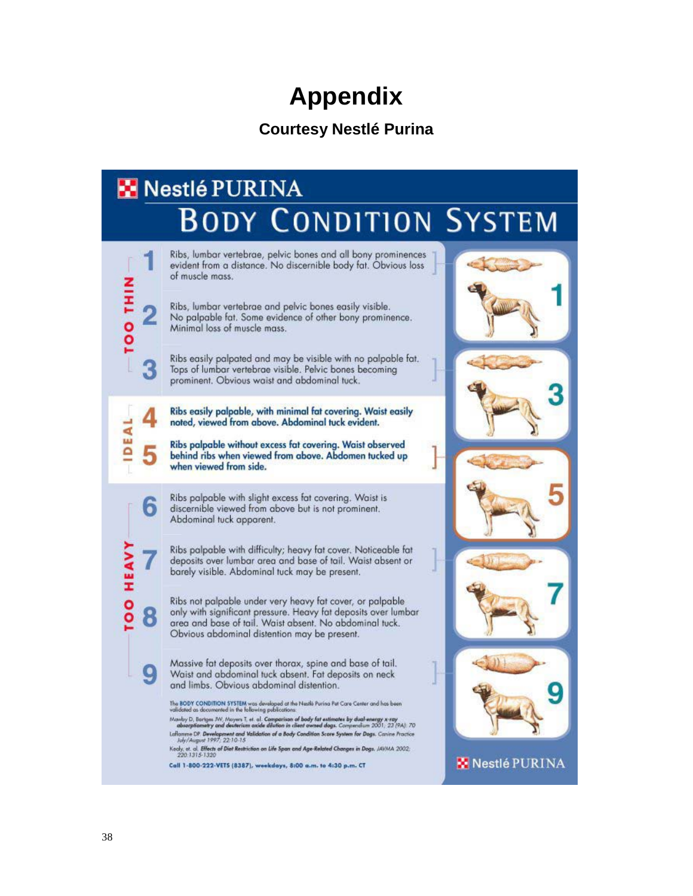# Appendix

**Courtesy Nestlé Purina**

## Nestlé PURINA

## BODY CONDITION SYSTEM

**TOO THIN**

**1** Ribs, lumbar vertebrae, pelvic bones and all bony prominences evident from a distance. No discernible body fat. Obvious loss of muscle mass.

**2** Ribs, lumbar vertebrae and pelvic bones easily visible. No palpable fat. Some evidence of other bony prominence. Minimal loss of muscle mass.

**3** Ribs easily palpated and may be visible with no palpable fat. Tops of lumbar vertebrae visible. Pelvic bones becoming prominent. Obvious waist and abdominal tuck.

**IDEAL**

**4** **Ribs easily palpable, with minimal fat covering. Waist easily noted, viewed from above. Abdominal tuck evident.**

**5** **Ribs palpable without excess fat covering. Waist observed behind ribs when viewed from above. Abdomen tucked up when viewed from side.**

**TOO HEAVY**

**6** Ribs palpable with slight excess fat covering. Waist is discernible viewed from above but is not prominent. Abdominal tuck apparent.

**7** Ribs palpable with difficulty; heavy fat cover. Noticeable fat deposits over lumbar area and base of tail. Waist absent or barely visible. Abdominal tuck may be present.

**8** Ribs not palpable under very heavy fat cover, or palpable only with significant pressure. Heavy fat deposits over lumbar area and base of tail. Waist absent. No abdominal tuck. Obvious abdominal distention may be present.

**9** Massive fat deposits over thorax, spine and base of tail. Waist and abdominal tuck absent. Fat deposits on neck and limbs. Obvious abdominal distention.

1

3

5

7

9

The **BODY CONDITION SYSTEM** was developed at the Nestlé Purina Pet Care Center and has been validated as documented in the following publications:

Mawby D, Bartges JW, Moyers T, et. al. ***Comparison of body fat estimates by dual-energy x-ray absorptiometry and deuterium oxide dilution in client owned dogs.*** *Compendium 2001; 23 (9A): 70*

Laflamme DP. ***Development and Validation of a Body Condition Score System for Dogs.*** *Canine Practice July/August 1997; 22:10-15*

Kealy, et. al. ***Effects of Diet Restriction on Life Span and Age-Related Changes in Dogs.*** *JAVMA 2002; 220:1315-1320*

**Call 1-800-222-VETS (8387), weekdays, 8:00 a.m. to 4:30 p.m. CT**

Nestlé PURINA